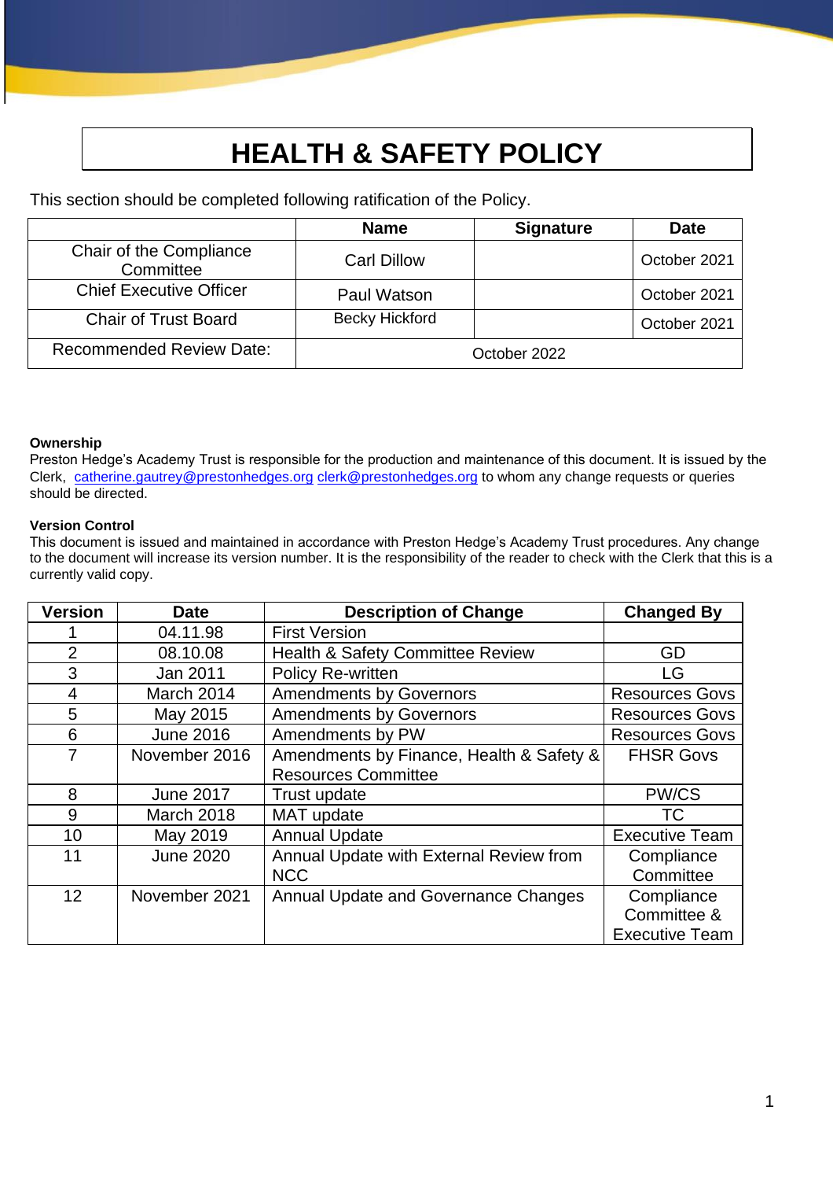# HEALTH & SAFETY POLICY

This section should be completed following ratification of the Policy.

| | Name | Signature | Date |
|---|---|---|---|
| Chair of the Compliance Committee | Carl Dillow | | October 2021 |
| Chief Executive Officer | Paul Watson | | October 2021 |
| Chair of Trust Board | Becky Hickford | | October 2021 |
| Recommended Review Date: | October 2022 | | |

**Ownership**
Preston Hedge's Academy Trust is responsible for the production and maintenance of this document. It is issued by the Clerk, catherine.gautrey@prestonhedges.org clerk@prestonhedges.org to whom any change requests or queries should be directed.

**Version Control**
This document is issued and maintained in accordance with Preston Hedge's Academy Trust procedures. Any change to the document will increase its version number. It is the responsibility of the reader to check with the Clerk that this is a currently valid copy.

| Version | Date | Description of Change | Changed By |
|---|---|---|---|
| 1 | 04.11.98 | First Version | |
| 2 | 08.10.08 | Health & Safety Committee Review | GD |
| 3 | Jan 2011 | Policy Re-written | LG |
| 4 | March 2014 | Amendments by Governors | Resources Govs |
| 5 | May 2015 | Amendments by Governors | Resources Govs |
| 6 | June 2016 | Amendments by PW | Resources Govs |
| 7 | November 2016 | Amendments by Finance, Health & Safety & Resources Committee | FHSR Govs |
| 8 | June 2017 | Trust update | PW/CS |
| 9 | March 2018 | MAT update | TC |
| 10 | May 2019 | Annual Update | Executive Team |
| 11 | June 2020 | Annual Update with External Review from NCC | Compliance Committee |
| 12 | November 2021 | Annual Update and Governance Changes | Compliance Committee & Executive Team |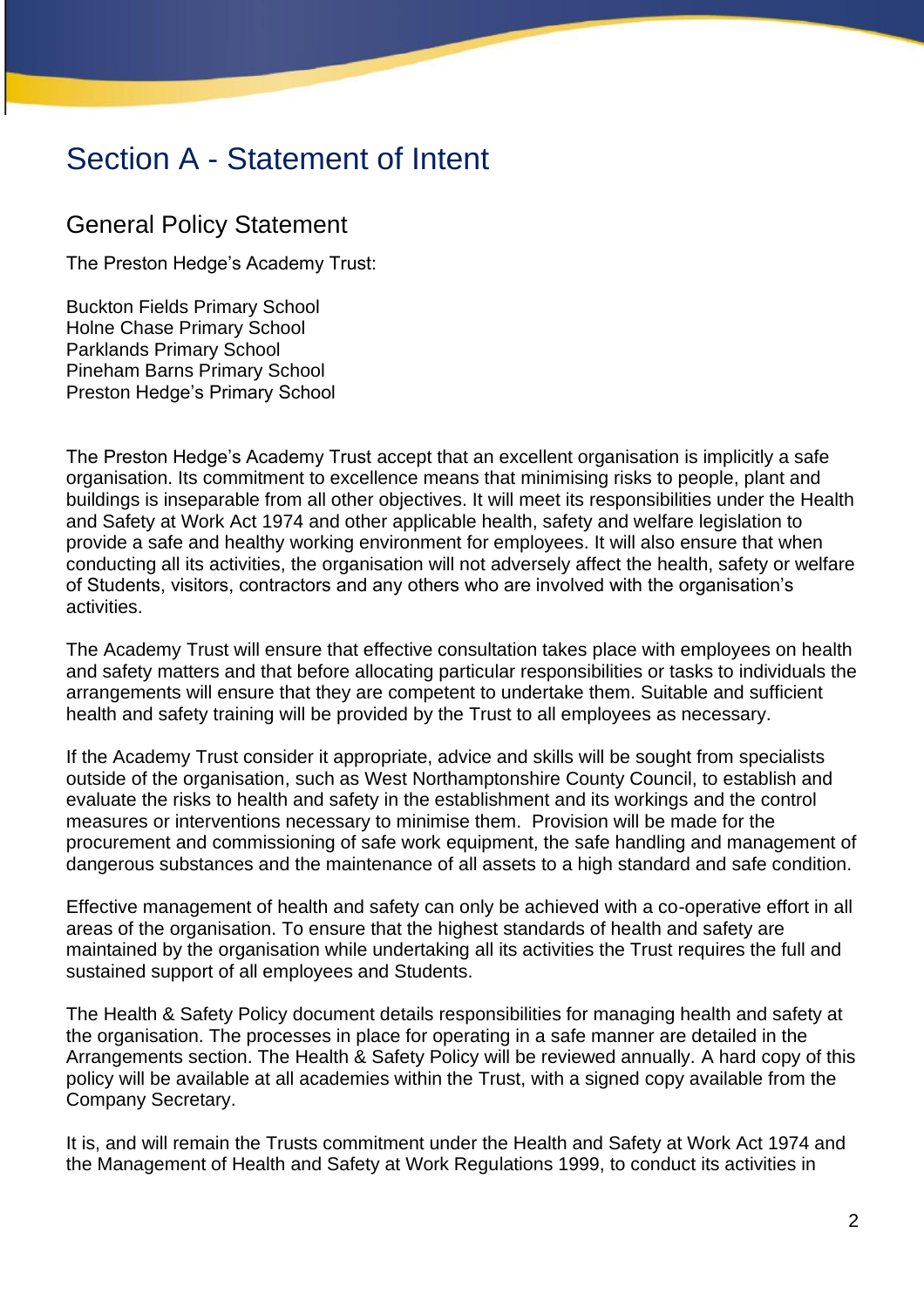# Section A - Statement of Intent

## General Policy Statement

The Preston Hedge's Academy Trust:

Buckton Fields Primary School
Holne Chase Primary School
Parklands Primary School
Pineham Barns Primary School
Preston Hedge's Primary School

The Preston Hedge's Academy Trust accept that an excellent organisation is implicitly a safe organisation. Its commitment to excellence means that minimising risks to people, plant and buildings is inseparable from all other objectives. It will meet its responsibilities under the Health and Safety at Work Act 1974 and other applicable health, safety and welfare legislation to provide a safe and healthy working environment for employees. It will also ensure that when conducting all its activities, the organisation will not adversely affect the health, safety or welfare of Students, visitors, contractors and any others who are involved with the organisation's activities.

The Academy Trust will ensure that effective consultation takes place with employees on health and safety matters and that before allocating particular responsibilities or tasks to individuals the arrangements will ensure that they are competent to undertake them. Suitable and sufficient health and safety training will be provided by the Trust to all employees as necessary.

If the Academy Trust consider it appropriate, advice and skills will be sought from specialists outside of the organisation, such as West Northamptonshire County Council, to establish and evaluate the risks to health and safety in the establishment and its workings and the control measures or interventions necessary to minimise them. Provision will be made for the procurement and commissioning of safe work equipment, the safe handling and management of dangerous substances and the maintenance of all assets to a high standard and safe condition.

Effective management of health and safety can only be achieved with a co-operative effort in all areas of the organisation. To ensure that the highest standards of health and safety are maintained by the organisation while undertaking all its activities the Trust requires the full and sustained support of all employees and Students.

The Health & Safety Policy document details responsibilities for managing health and safety at the organisation. The processes in place for operating in a safe manner are detailed in the Arrangements section. The Health & Safety Policy will be reviewed annually. A hard copy of this policy will be available at all academies within the Trust, with a signed copy available from the Company Secretary.

It is, and will remain the Trusts commitment under the Health and Safety at Work Act 1974 and the Management of Health and Safety at Work Regulations 1999, to conduct its activities in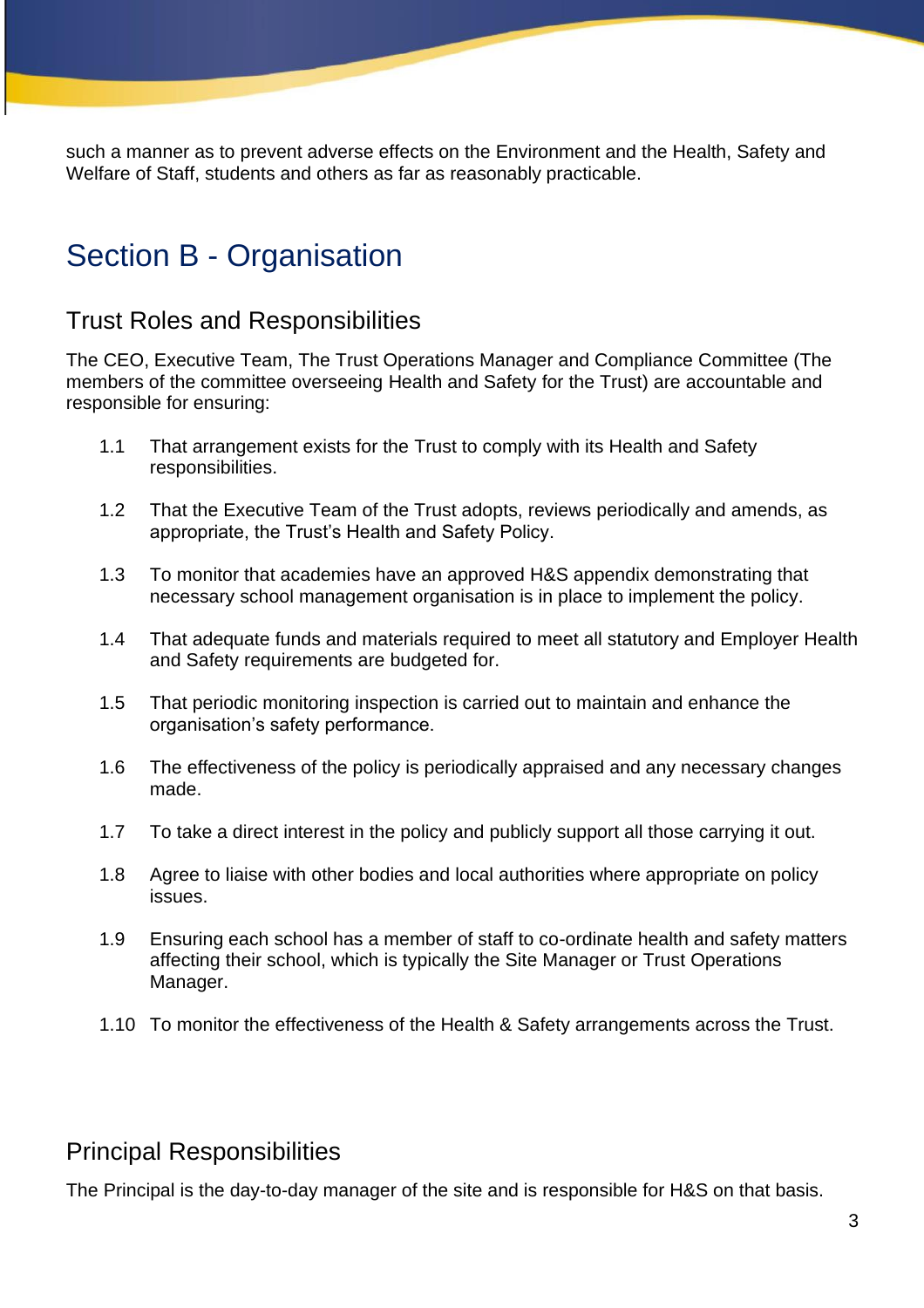such a manner as to prevent adverse effects on the Environment and the Health, Safety and Welfare of Staff, students and others as far as reasonably practicable.

# Section B - Organisation

## Trust Roles and Responsibilities

The CEO, Executive Team, The Trust Operations Manager and Compliance Committee (The members of the committee overseeing Health and Safety for the Trust) are accountable and responsible for ensuring:

1.1 That arrangement exists for the Trust to comply with its Health and Safety responsibilities.

1.2 That the Executive Team of the Trust adopts, reviews periodically and amends, as appropriate, the Trust's Health and Safety Policy.

1.3 To monitor that academies have an approved H&S appendix demonstrating that necessary school management organisation is in place to implement the policy.

1.4 That adequate funds and materials required to meet all statutory and Employer Health and Safety requirements are budgeted for.

1.5 That periodic monitoring inspection is carried out to maintain and enhance the organisation's safety performance.

1.6 The effectiveness of the policy is periodically appraised and any necessary changes made.

1.7 To take a direct interest in the policy and publicly support all those carrying it out.

1.8 Agree to liaise with other bodies and local authorities where appropriate on policy issues.

1.9 Ensuring each school has a member of staff to co-ordinate health and safety matters affecting their school, which is typically the Site Manager or Trust Operations Manager.

1.10 To monitor the effectiveness of the Health & Safety arrangements across the Trust.

## Principal Responsibilities

The Principal is the day-to-day manager of the site and is responsible for H&S on that basis.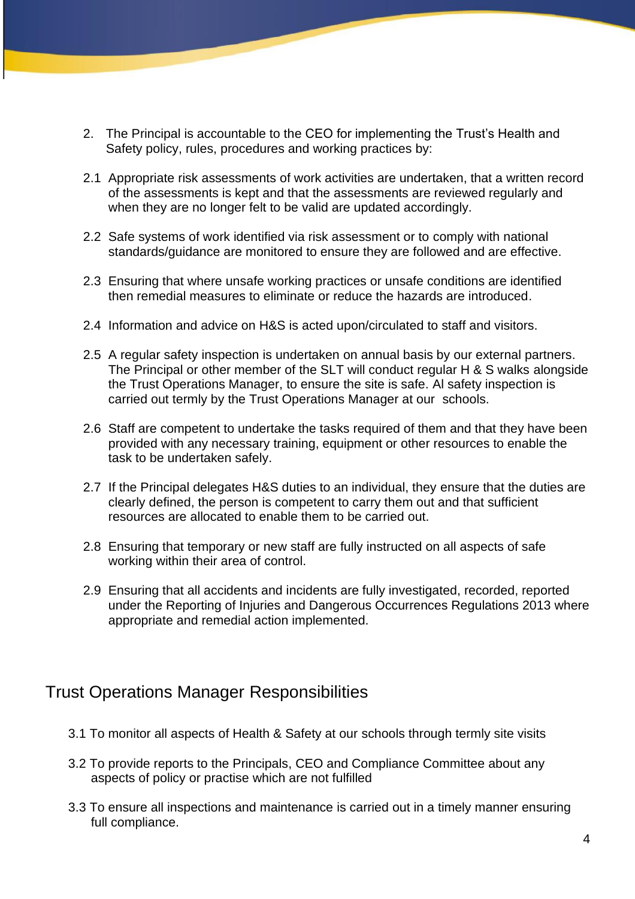2. The Principal is accountable to the CEO for implementing the Trust's Health and Safety policy, rules, procedures and working practices by:

2.1 Appropriate risk assessments of work activities are undertaken, that a written record of the assessments is kept and that the assessments are reviewed regularly and when they are no longer felt to be valid are updated accordingly.

2.2 Safe systems of work identified via risk assessment or to comply with national standards/guidance are monitored to ensure they are followed and are effective.

2.3 Ensuring that where unsafe working practices or unsafe conditions are identified then remedial measures to eliminate or reduce the hazards are introduced.

2.4 Information and advice on H&S is acted upon/circulated to staff and visitors.

2.5 A regular safety inspection is undertaken on annual basis by our external partners. The Principal or other member of the SLT will conduct regular H & S walks alongside the Trust Operations Manager, to ensure the site is safe. Al safety inspection is carried out termly by the Trust Operations Manager at our schools.

2.6 Staff are competent to undertake the tasks required of them and that they have been provided with any necessary training, equipment or other resources to enable the task to be undertaken safely.

2.7 If the Principal delegates H&S duties to an individual, they ensure that the duties are clearly defined, the person is competent to carry them out and that sufficient resources are allocated to enable them to be carried out.

2.8 Ensuring that temporary or new staff are fully instructed on all aspects of safe working within their area of control.

2.9 Ensuring that all accidents and incidents are fully investigated, recorded, reported under the Reporting of Injuries and Dangerous Occurrences Regulations 2013 where appropriate and remedial action implemented.

## Trust Operations Manager Responsibilities

3.1 To monitor all aspects of Health & Safety at our schools through termly site visits

3.2 To provide reports to the Principals, CEO and Compliance Committee about any aspects of policy or practise which are not fulfilled

3.3 To ensure all inspections and maintenance is carried out in a timely manner ensuring full compliance.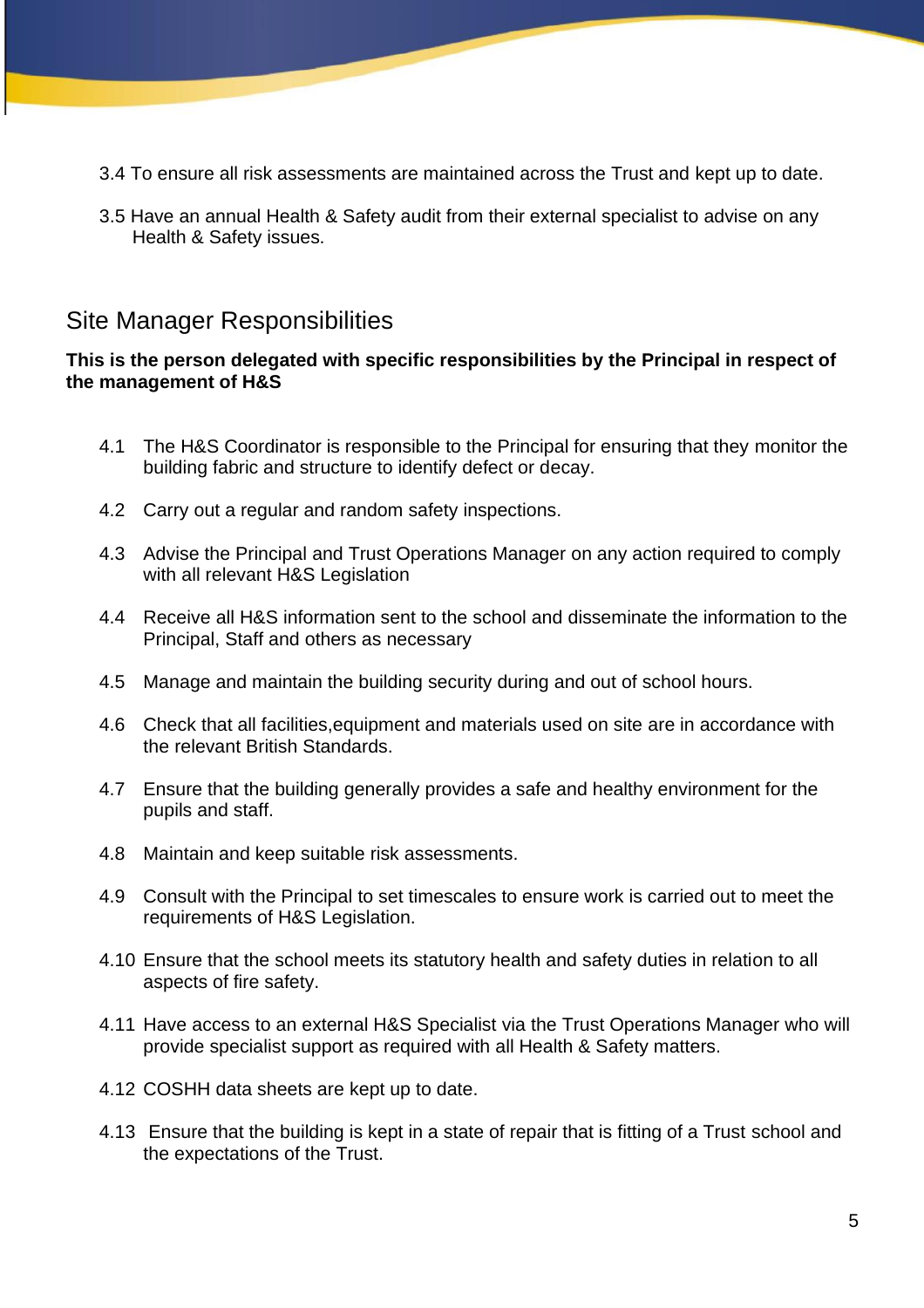3.4 To ensure all risk assessments are maintained across the Trust and kept up to date.

3.5 Have an annual Health & Safety audit from their external specialist to advise on any Health & Safety issues.

## Site Manager Responsibilities

**This is the person delegated with specific responsibilities by the Principal in respect of the management of H&S**

4.1 The H&S Coordinator is responsible to the Principal for ensuring that they monitor the building fabric and structure to identify defect or decay.

4.2 Carry out a regular and random safety inspections.

4.3 Advise the Principal and Trust Operations Manager on any action required to comply with all relevant H&S Legislation

4.4 Receive all H&S information sent to the school and disseminate the information to the Principal, Staff and others as necessary

4.5 Manage and maintain the building security during and out of school hours.

4.6 Check that all facilities,equipment and materials used on site are in accordance with the relevant British Standards.

4.7 Ensure that the building generally provides a safe and healthy environment for the pupils and staff.

4.8 Maintain and keep suitable risk assessments.

4.9 Consult with the Principal to set timescales to ensure work is carried out to meet the requirements of H&S Legislation.

4.10 Ensure that the school meets its statutory health and safety duties in relation to all aspects of fire safety.

4.11 Have access to an external H&S Specialist via the Trust Operations Manager who will provide specialist support as required with all Health & Safety matters.

4.12 COSHH data sheets are kept up to date.

4.13 Ensure that the building is kept in a state of repair that is fitting of a Trust school and the expectations of the Trust.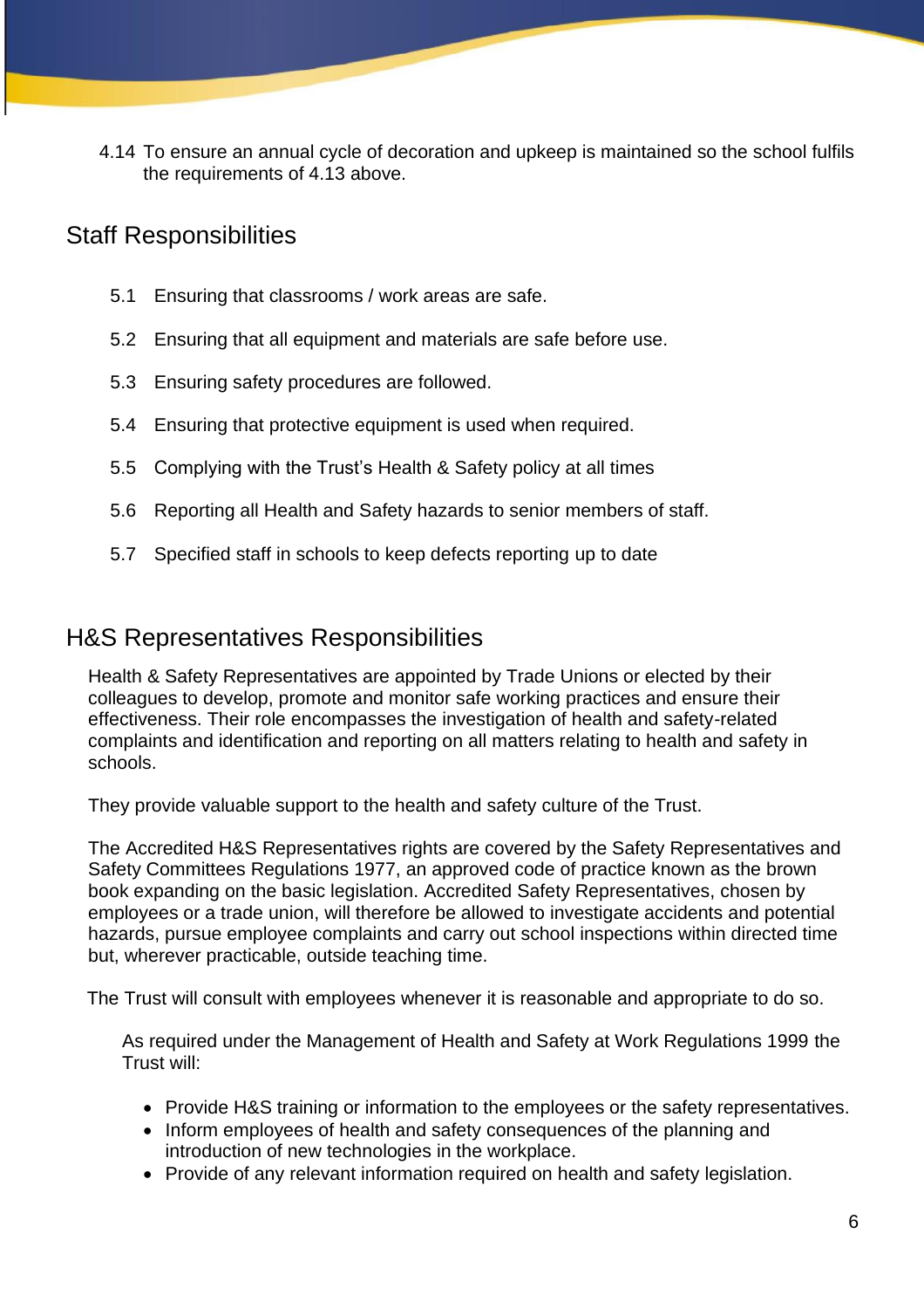4.14 To ensure an annual cycle of decoration and upkeep is maintained so the school fulfils the requirements of 4.13 above.

## Staff Responsibilities

5.1 Ensuring that classrooms / work areas are safe.

5.2 Ensuring that all equipment and materials are safe before use.

5.3 Ensuring safety procedures are followed.

5.4 Ensuring that protective equipment is used when required.

5.5 Complying with the Trust's Health & Safety policy at all times

5.6 Reporting all Health and Safety hazards to senior members of staff.

5.7 Specified staff in schools to keep defects reporting up to date

## H&S Representatives Responsibilities

Health & Safety Representatives are appointed by Trade Unions or elected by their colleagues to develop, promote and monitor safe working practices and ensure their effectiveness. Their role encompasses the investigation of health and safety-related complaints and identification and reporting on all matters relating to health and safety in schools.

They provide valuable support to the health and safety culture of the Trust.

The Accredited H&S Representatives rights are covered by the Safety Representatives and Safety Committees Regulations 1977, an approved code of practice known as the brown book expanding on the basic legislation. Accredited Safety Representatives, chosen by employees or a trade union, will therefore be allowed to investigate accidents and potential hazards, pursue employee complaints and carry out school inspections within directed time but, wherever practicable, outside teaching time.

The Trust will consult with employees whenever it is reasonable and appropriate to do so.

As required under the Management of Health and Safety at Work Regulations 1999 the Trust will:

- Provide H&S training or information to the employees or the safety representatives.
- Inform employees of health and safety consequences of the planning and introduction of new technologies in the workplace.
- Provide of any relevant information required on health and safety legislation.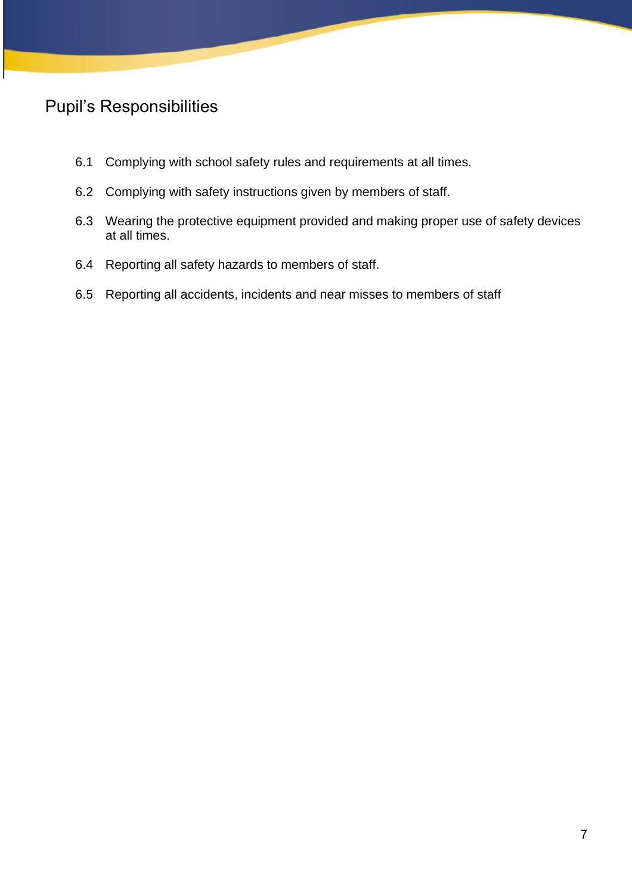## Pupil's Responsibilities

6.1 Complying with school safety rules and requirements at all times.

6.2 Complying with safety instructions given by members of staff.

6.3 Wearing the protective equipment provided and making proper use of safety devices at all times.

6.4 Reporting all safety hazards to members of staff.

6.5 Reporting all accidents, incidents and near misses to members of staff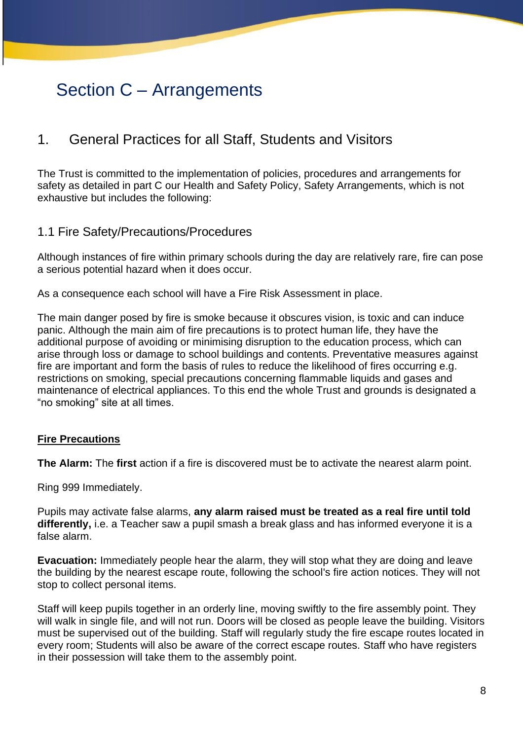# Section C – Arrangements

## 1. General Practices for all Staff, Students and Visitors

The Trust is committed to the implementation of policies, procedures and arrangements for safety as detailed in part C our Health and Safety Policy, Safety Arrangements, which is not exhaustive but includes the following:

### 1.1 Fire Safety/Precautions/Procedures

Although instances of fire within primary schools during the day are relatively rare, fire can pose a serious potential hazard when it does occur.

As a consequence each school will have a Fire Risk Assessment in place.

The main danger posed by fire is smoke because it obscures vision, is toxic and can induce panic. Although the main aim of fire precautions is to protect human life, they have the additional purpose of avoiding or minimising disruption to the education process, which can arise through loss or damage to school buildings and contents. Preventative measures against fire are important and form the basis of rules to reduce the likelihood of fires occurring e.g. restrictions on smoking, special precautions concerning flammable liquids and gases and maintenance of electrical appliances. To this end the whole Trust and grounds is designated a "no smoking" site at all times.

**Fire Precautions**

**The Alarm:** The **first** action if a fire is discovered must be to activate the nearest alarm point.

Ring 999 Immediately.

Pupils may activate false alarms, **any alarm raised must be treated as a real fire until told differently,** i.e. a Teacher saw a pupil smash a break glass and has informed everyone it is a false alarm.

**Evacuation:** Immediately people hear the alarm, they will stop what they are doing and leave the building by the nearest escape route, following the school's fire action notices. They will not stop to collect personal items.

Staff will keep pupils together in an orderly line, moving swiftly to the fire assembly point. They will walk in single file, and will not run. Doors will be closed as people leave the building. Visitors must be supervised out of the building. Staff will regularly study the fire escape routes located in every room; Students will also be aware of the correct escape routes. Staff who have registers in their possession will take them to the assembly point.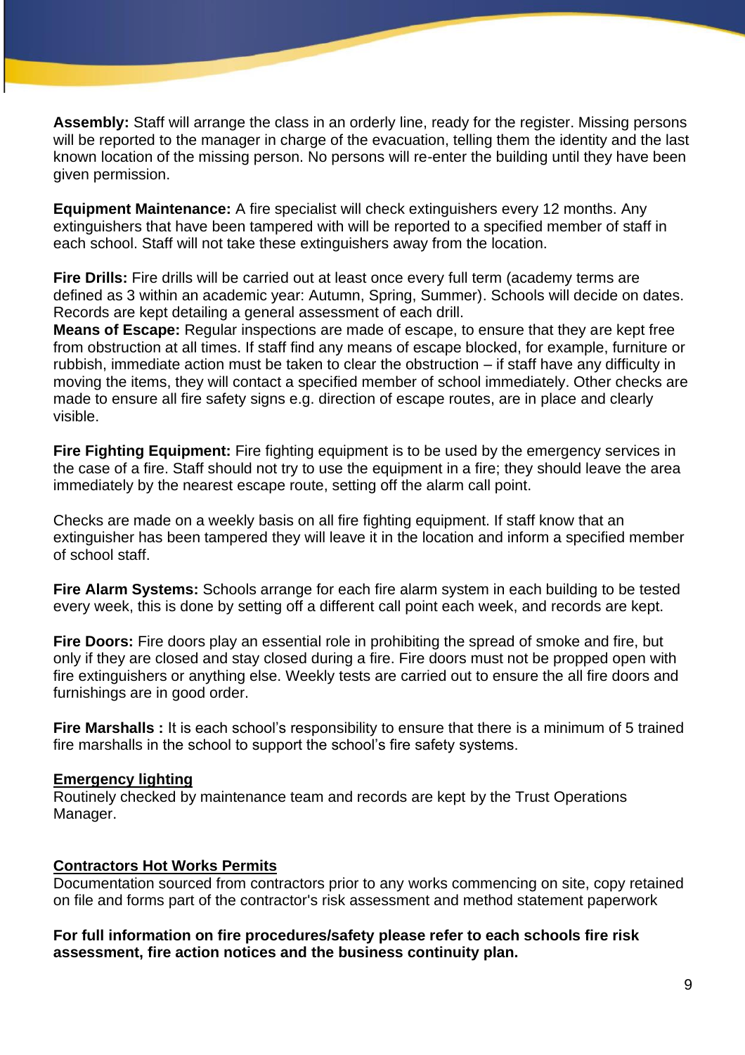**Assembly:** Staff will arrange the class in an orderly line, ready for the register. Missing persons will be reported to the manager in charge of the evacuation, telling them the identity and the last known location of the missing person. No persons will re-enter the building until they have been given permission.

**Equipment Maintenance:** A fire specialist will check extinguishers every 12 months. Any extinguishers that have been tampered with will be reported to a specified member of staff in each school. Staff will not take these extinguishers away from the location.

**Fire Drills:** Fire drills will be carried out at least once every full term (academy terms are defined as 3 within an academic year: Autumn, Spring, Summer). Schools will decide on dates. Records are kept detailing a general assessment of each drill.
**Means of Escape:** Regular inspections are made of escape, to ensure that they are kept free from obstruction at all times. If staff find any means of escape blocked, for example, furniture or rubbish, immediate action must be taken to clear the obstruction – if staff have any difficulty in moving the items, they will contact a specified member of school immediately. Other checks are made to ensure all fire safety signs e.g. direction of escape routes, are in place and clearly visible.

**Fire Fighting Equipment:** Fire fighting equipment is to be used by the emergency services in the case of a fire. Staff should not try to use the equipment in a fire; they should leave the area immediately by the nearest escape route, setting off the alarm call point.

Checks are made on a weekly basis on all fire fighting equipment. If staff know that an extinguisher has been tampered they will leave it in the location and inform a specified member of school staff.

**Fire Alarm Systems:** Schools arrange for each fire alarm system in each building to be tested every week, this is done by setting off a different call point each week, and records are kept.

**Fire Doors:** Fire doors play an essential role in prohibiting the spread of smoke and fire, but only if they are closed and stay closed during a fire. Fire doors must not be propped open with fire extinguishers or anything else. Weekly tests are carried out to ensure the all fire doors and furnishings are in good order.

**Fire Marshalls :** It is each school's responsibility to ensure that there is a minimum of 5 trained fire marshalls in the school to support the school's fire safety systems.

**Emergency lighting**
Routinely checked by maintenance team and records are kept by the Trust Operations Manager.

**Contractors Hot Works Permits**
Documentation sourced from contractors prior to any works commencing on site, copy retained on file and forms part of the contractor's risk assessment and method statement paperwork

**For full information on fire procedures/safety please refer to each schools fire risk assessment, fire action notices and the business continuity plan.**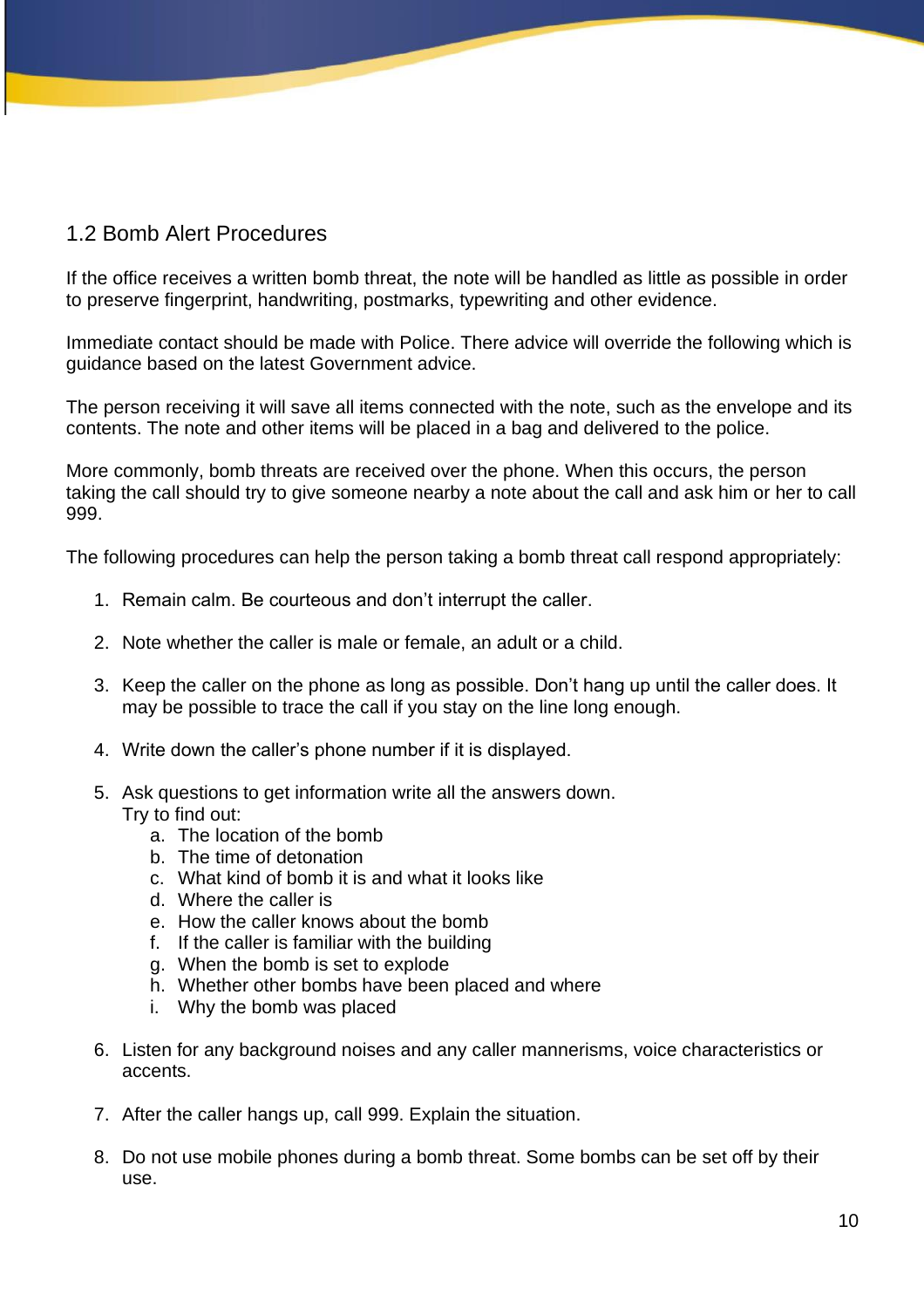## 1.2 Bomb Alert Procedures

If the office receives a written bomb threat, the note will be handled as little as possible in order to preserve fingerprint, handwriting, postmarks, typewriting and other evidence.

Immediate contact should be made with Police. There advice will override the following which is guidance based on the latest Government advice.

The person receiving it will save all items connected with the note, such as the envelope and its contents. The note and other items will be placed in a bag and delivered to the police.

More commonly, bomb threats are received over the phone. When this occurs, the person taking the call should try to give someone nearby a note about the call and ask him or her to call 999.

The following procedures can help the person taking a bomb threat call respond appropriately:

1. Remain calm. Be courteous and don't interrupt the caller.

2. Note whether the caller is male or female, an adult or a child.

3. Keep the caller on the phone as long as possible. Don't hang up until the caller does. It may be possible to trace the call if you stay on the line long enough.

4. Write down the caller's phone number if it is displayed.

5. Ask questions to get information write all the answers down.
   Try to find out:
   a. The location of the bomb
   b. The time of detonation
   c. What kind of bomb it is and what it looks like
   d. Where the caller is
   e. How the caller knows about the bomb
   f. If the caller is familiar with the building
   g. When the bomb is set to explode
   h. Whether other bombs have been placed and where
   i. Why the bomb was placed

6. Listen for any background noises and any caller mannerisms, voice characteristics or accents.

7. After the caller hangs up, call 999. Explain the situation.

8. Do not use mobile phones during a bomb threat. Some bombs can be set off by their use.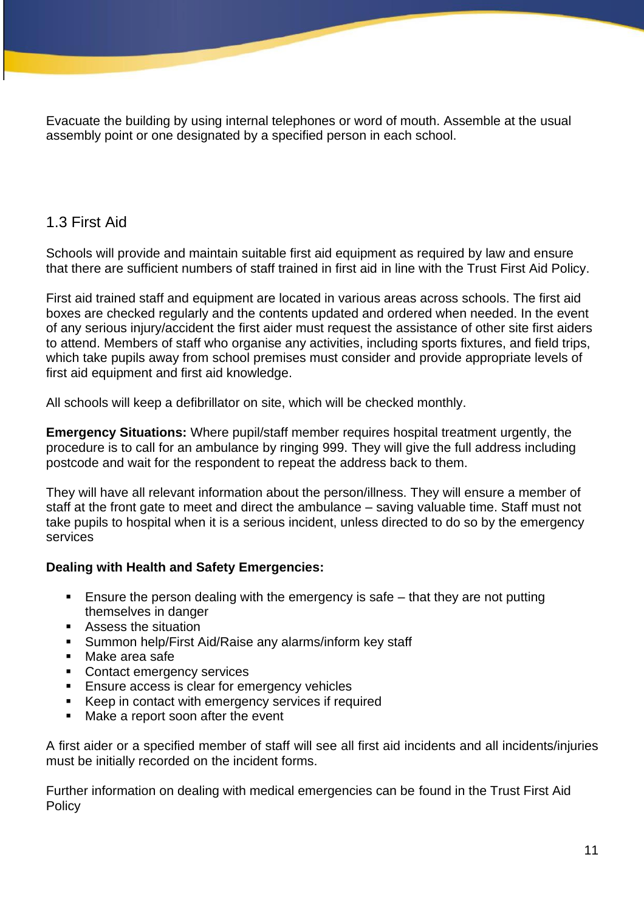Evacuate the building by using internal telephones or word of mouth. Assemble at the usual assembly point or one designated by a specified person in each school.

## 1.3 First Aid

Schools will provide and maintain suitable first aid equipment as required by law and ensure that there are sufficient numbers of staff trained in first aid in line with the Trust First Aid Policy.

First aid trained staff and equipment are located in various areas across schools. The first aid boxes are checked regularly and the contents updated and ordered when needed. In the event of any serious injury/accident the first aider must request the assistance of other site first aiders to attend. Members of staff who organise any activities, including sports fixtures, and field trips, which take pupils away from school premises must consider and provide appropriate levels of first aid equipment and first aid knowledge.

All schools will keep a defibrillator on site, which will be checked monthly.

**Emergency Situations:** Where pupil/staff member requires hospital treatment urgently, the procedure is to call for an ambulance by ringing 999. They will give the full address including postcode and wait for the respondent to repeat the address back to them.

They will have all relevant information about the person/illness. They will ensure a member of staff at the front gate to meet and direct the ambulance – saving valuable time. Staff must not take pupils to hospital when it is a serious incident, unless directed to do so by the emergency services

**Dealing with Health and Safety Emergencies:**

- Ensure the person dealing with the emergency is safe – that they are not putting themselves in danger
- Assess the situation
- Summon help/First Aid/Raise any alarms/inform key staff
- Make area safe
- Contact emergency services
- Ensure access is clear for emergency vehicles
- Keep in contact with emergency services if required
- Make a report soon after the event

A first aider or a specified member of staff will see all first aid incidents and all incidents/injuries must be initially recorded on the incident forms.

Further information on dealing with medical emergencies can be found in the Trust First Aid Policy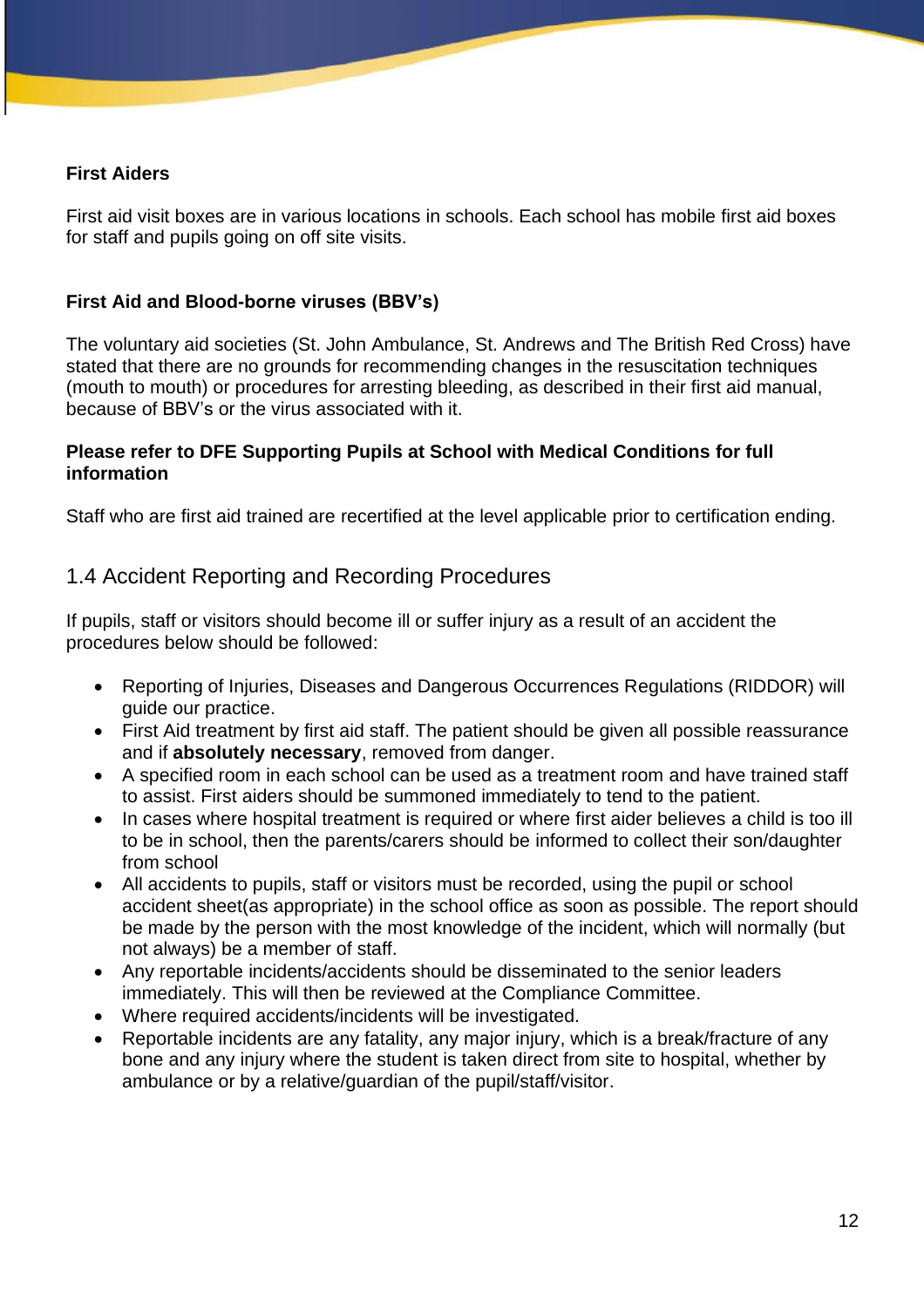**First Aiders**

First aid visit boxes are in various locations in schools. Each school has mobile first aid boxes for staff and pupils going on off site visits.

**First Aid and Blood-borne viruses (BBV's)**

The voluntary aid societies (St. John Ambulance, St. Andrews and The British Red Cross) have stated that there are no grounds for recommending changes in the resuscitation techniques (mouth to mouth) or procedures for arresting bleeding, as described in their first aid manual, because of BBV's or the virus associated with it.

**Please refer to DFE Supporting Pupils at School with Medical Conditions for full information**

Staff who are first aid trained are recertified at the level applicable prior to certification ending.

## 1.4 Accident Reporting and Recording Procedures

If pupils, staff or visitors should become ill or suffer injury as a result of an accident the procedures below should be followed:

- Reporting of Injuries, Diseases and Dangerous Occurrences Regulations (RIDDOR) will guide our practice.
- First Aid treatment by first aid staff. The patient should be given all possible reassurance and if **absolutely necessary**, removed from danger.
- A specified room in each school can be used as a treatment room and have trained staff to assist. First aiders should be summoned immediately to tend to the patient.
- In cases where hospital treatment is required or where first aider believes a child is too ill to be in school, then the parents/carers should be informed to collect their son/daughter from school
- All accidents to pupils, staff or visitors must be recorded, using the pupil or school accident sheet(as appropriate) in the school office as soon as possible. The report should be made by the person with the most knowledge of the incident, which will normally (but not always) be a member of staff.
- Any reportable incidents/accidents should be disseminated to the senior leaders immediately. This will then be reviewed at the Compliance Committee.
- Where required accidents/incidents will be investigated.
- Reportable incidents are any fatality, any major injury, which is a break/fracture of any bone and any injury where the student is taken direct from site to hospital, whether by ambulance or by a relative/guardian of the pupil/staff/visitor.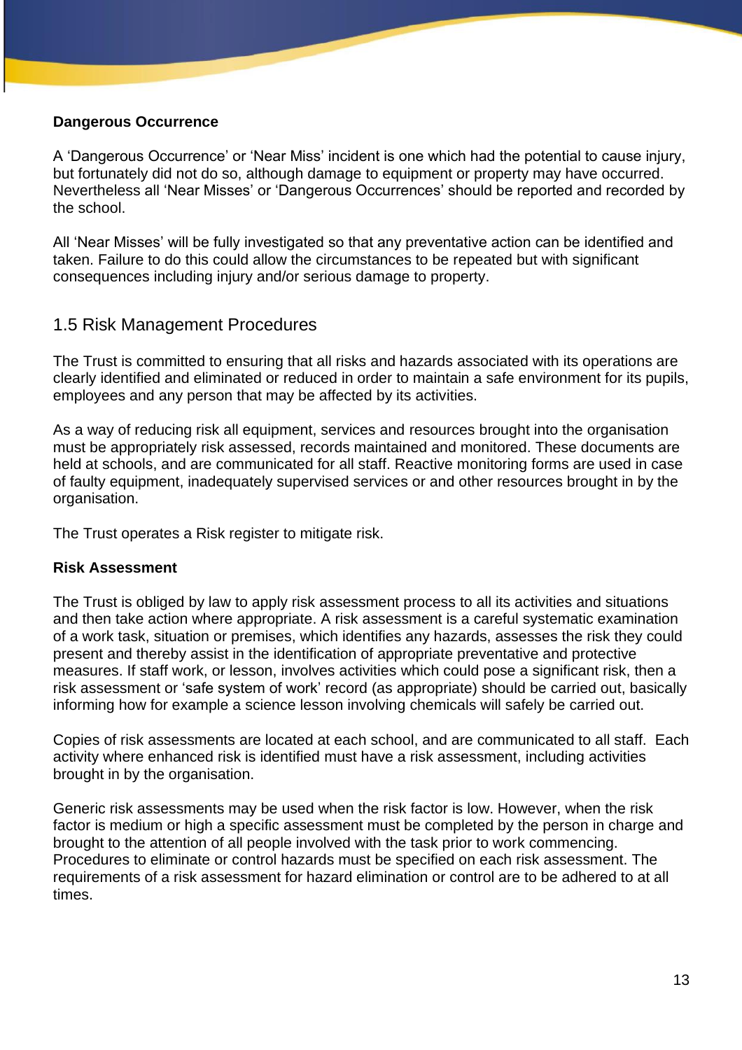**Dangerous Occurrence**

A ‘Dangerous Occurrence’ or ‘Near Miss’ incident is one which had the potential to cause injury, but fortunately did not do so, although damage to equipment or property may have occurred. Nevertheless all ‘Near Misses’ or ‘Dangerous Occurrences’ should be reported and recorded by the school.

All ‘Near Misses’ will be fully investigated so that any preventative action can be identified and taken. Failure to do this could allow the circumstances to be repeated but with significant consequences including injury and/or serious damage to property.

## 1.5 Risk Management Procedures

The Trust is committed to ensuring that all risks and hazards associated with its operations are clearly identified and eliminated or reduced in order to maintain a safe environment for its pupils, employees and any person that may be affected by its activities.

As a way of reducing risk all equipment, services and resources brought into the organisation must be appropriately risk assessed, records maintained and monitored. These documents are held at schools, and are communicated for all staff. Reactive monitoring forms are used in case of faulty equipment, inadequately supervised services or and other resources brought in by the organisation.

The Trust operates a Risk register to mitigate risk.

**Risk Assessment**

The Trust is obliged by law to apply risk assessment process to all its activities and situations and then take action where appropriate. A risk assessment is a careful systematic examination of a work task, situation or premises, which identifies any hazards, assesses the risk they could present and thereby assist in the identification of appropriate preventative and protective measures. If staff work, or lesson, involves activities which could pose a significant risk, then a risk assessment or ‘safe system of work’ record (as appropriate) should be carried out, basically informing how for example a science lesson involving chemicals will safely be carried out.

Copies of risk assessments are located at each school, and are communicated to all staff. Each activity where enhanced risk is identified must have a risk assessment, including activities brought in by the organisation.

Generic risk assessments may be used when the risk factor is low. However, when the risk factor is medium or high a specific assessment must be completed by the person in charge and brought to the attention of all people involved with the task prior to work commencing. Procedures to eliminate or control hazards must be specified on each risk assessment. The requirements of a risk assessment for hazard elimination or control are to be adhered to at all times.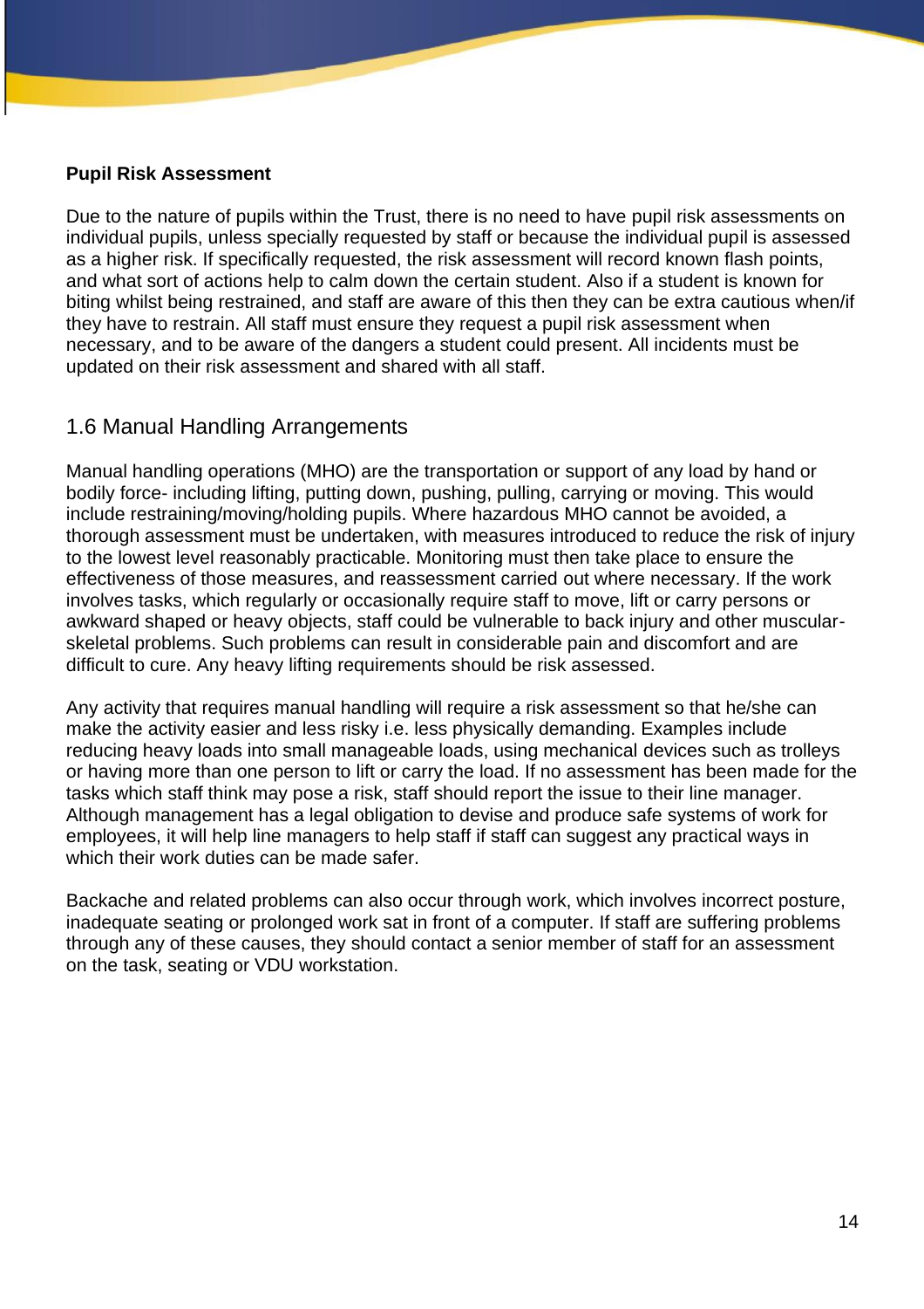**Pupil Risk Assessment**

Due to the nature of pupils within the Trust, there is no need to have pupil risk assessments on individual pupils, unless specially requested by staff or because the individual pupil is assessed as a higher risk. If specifically requested, the risk assessment will record known flash points, and what sort of actions help to calm down the certain student. Also if a student is known for biting whilst being restrained, and staff are aware of this then they can be extra cautious when/if they have to restrain. All staff must ensure they request a pupil risk assessment when necessary, and to be aware of the dangers a student could present. All incidents must be updated on their risk assessment and shared with all staff.

## 1.6 Manual Handling Arrangements

Manual handling operations (MHO) are the transportation or support of any load by hand or bodily force- including lifting, putting down, pushing, pulling, carrying or moving. This would include restraining/moving/holding pupils. Where hazardous MHO cannot be avoided, a thorough assessment must be undertaken, with measures introduced to reduce the risk of injury to the lowest level reasonably practicable. Monitoring must then take place to ensure the effectiveness of those measures, and reassessment carried out where necessary. If the work involves tasks, which regularly or occasionally require staff to move, lift or carry persons or awkward shaped or heavy objects, staff could be vulnerable to back injury and other muscular-skeletal problems. Such problems can result in considerable pain and discomfort and are difficult to cure. Any heavy lifting requirements should be risk assessed.

Any activity that requires manual handling will require a risk assessment so that he/she can make the activity easier and less risky i.e. less physically demanding. Examples include reducing heavy loads into small manageable loads, using mechanical devices such as trolleys or having more than one person to lift or carry the load. If no assessment has been made for the tasks which staff think may pose a risk, staff should report the issue to their line manager. Although management has a legal obligation to devise and produce safe systems of work for employees, it will help line managers to help staff if staff can suggest any practical ways in which their work duties can be made safer.

Backache and related problems can also occur through work, which involves incorrect posture, inadequate seating or prolonged work sat in front of a computer. If staff are suffering problems through any of these causes, they should contact a senior member of staff for an assessment on the task, seating or VDU workstation.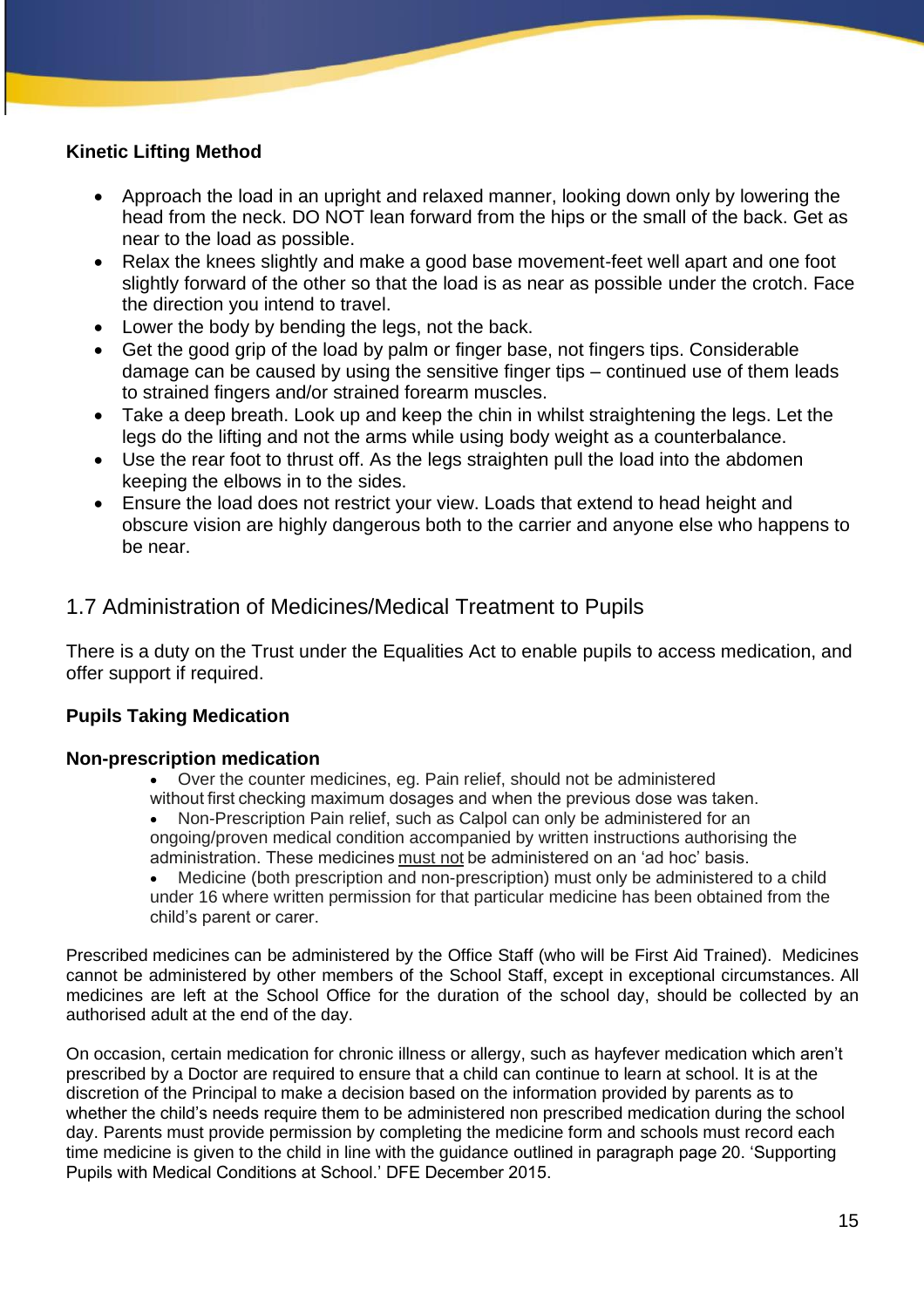**Kinetic Lifting Method**

- Approach the load in an upright and relaxed manner, looking down only by lowering the head from the neck. DO NOT lean forward from the hips or the small of the back. Get as near to the load as possible.
- Relax the knees slightly and make a good base movement-feet well apart and one foot slightly forward of the other so that the load is as near as possible under the crotch. Face the direction you intend to travel.
- Lower the body by bending the legs, not the back.
- Get the good grip of the load by palm or finger base, not fingers tips. Considerable damage can be caused by using the sensitive finger tips – continued use of them leads to strained fingers and/or strained forearm muscles.
- Take a deep breath. Look up and keep the chin in whilst straightening the legs. Let the legs do the lifting and not the arms while using body weight as a counterbalance.
- Use the rear foot to thrust off. As the legs straighten pull the load into the abdomen keeping the elbows in to the sides.
- Ensure the load does not restrict your view. Loads that extend to head height and obscure vision are highly dangerous both to the carrier and anyone else who happens to be near.

## 1.7 Administration of Medicines/Medical Treatment to Pupils

There is a duty on the Trust under the Equalities Act to enable pupils to access medication, and offer support if required.

**Pupils Taking Medication**

**Non-prescription medication**

- Over the counter medicines, eg. Pain relief, should not be administered without first checking maximum dosages and when the previous dose was taken.
- Non-Prescription Pain relief, such as Calpol can only be administered for an ongoing/proven medical condition accompanied by written instructions authorising the administration. These medicines <u>must not</u> be administered on an 'ad hoc' basis.
- Medicine (both prescription and non-prescription) must only be administered to a child under 16 where written permission for that particular medicine has been obtained from the child's parent or carer.

Prescribed medicines can be administered by the Office Staff (who will be First Aid Trained). Medicines cannot be administered by other members of the School Staff, except in exceptional circumstances. All medicines are left at the School Office for the duration of the school day, should be collected by an authorised adult at the end of the day.

On occasion, certain medication for chronic illness or allergy, such as hayfever medication which aren't prescribed by a Doctor are required to ensure that a child can continue to learn at school. It is at the discretion of the Principal to make a decision based on the information provided by parents as to whether the child's needs require them to be administered non prescribed medication during the school day. Parents must provide permission by completing the medicine form and schools must record each time medicine is given to the child in line with the guidance outlined in paragraph page 20. 'Supporting Pupils with Medical Conditions at School.' DFE December 2015.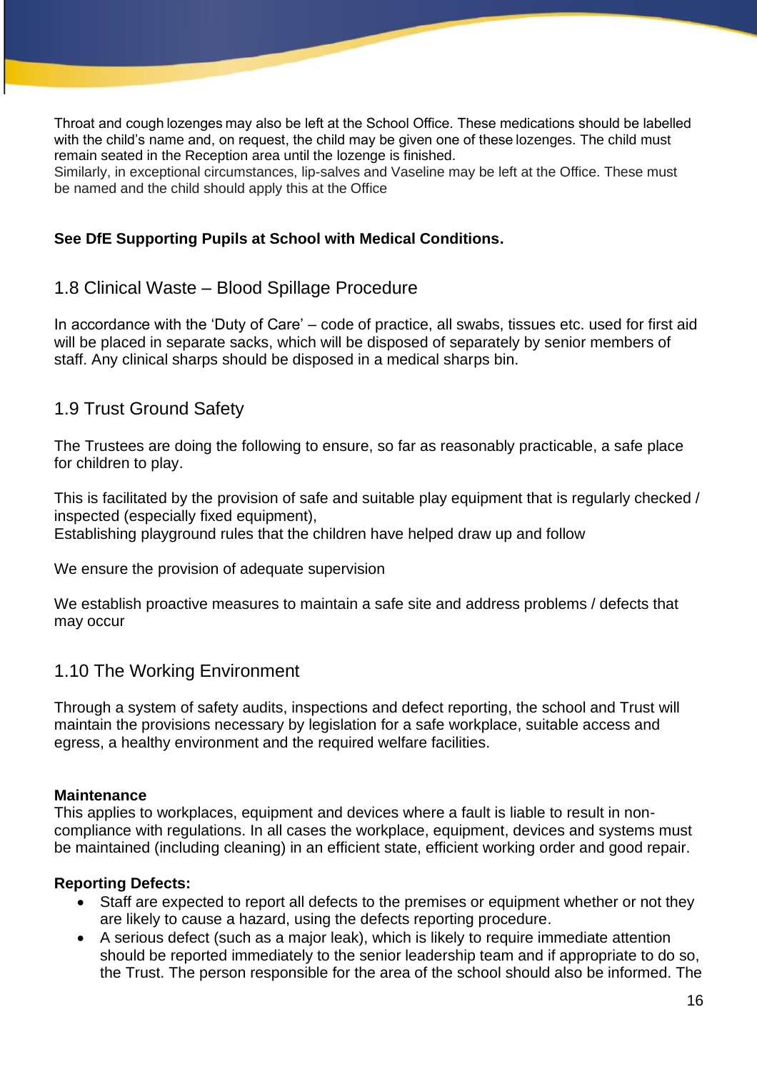Throat and cough lozenges may also be left at the School Office. These medications should be labelled with the child's name and, on request, the child may be given one of these lozenges. The child must remain seated in the Reception area until the lozenge is finished.
Similarly, in exceptional circumstances, lip-salves and Vaseline may be left at the Office. These must be named and the child should apply this at the Office

**See DfE Supporting Pupils at School with Medical Conditions.**

## 1.8 Clinical Waste – Blood Spillage Procedure

In accordance with the 'Duty of Care' – code of practice, all swabs, tissues etc. used for first aid will be placed in separate sacks, which will be disposed of separately by senior members of staff. Any clinical sharps should be disposed in a medical sharps bin.

## 1.9 Trust Ground Safety

The Trustees are doing the following to ensure, so far as reasonably practicable, a safe place for children to play.

This is facilitated by the provision of safe and suitable play equipment that is regularly checked / inspected (especially fixed equipment),
Establishing playground rules that the children have helped draw up and follow

We ensure the provision of adequate supervision

We establish proactive measures to maintain a safe site and address problems / defects that may occur

## 1.10 The Working Environment

Through a system of safety audits, inspections and defect reporting, the school and Trust will maintain the provisions necessary by legislation for a safe workplace, suitable access and egress, a healthy environment and the required welfare facilities.

**Maintenance**
This applies to workplaces, equipment and devices where a fault is liable to result in non-compliance with regulations. In all cases the workplace, equipment, devices and systems must be maintained (including cleaning) in an efficient state, efficient working order and good repair.

**Reporting Defects:**

- Staff are expected to report all defects to the premises or equipment whether or not they are likely to cause a hazard, using the defects reporting procedure.
- A serious defect (such as a major leak), which is likely to require immediate attention should be reported immediately to the senior leadership team and if appropriate to do so, the Trust. The person responsible for the area of the school should also be informed. The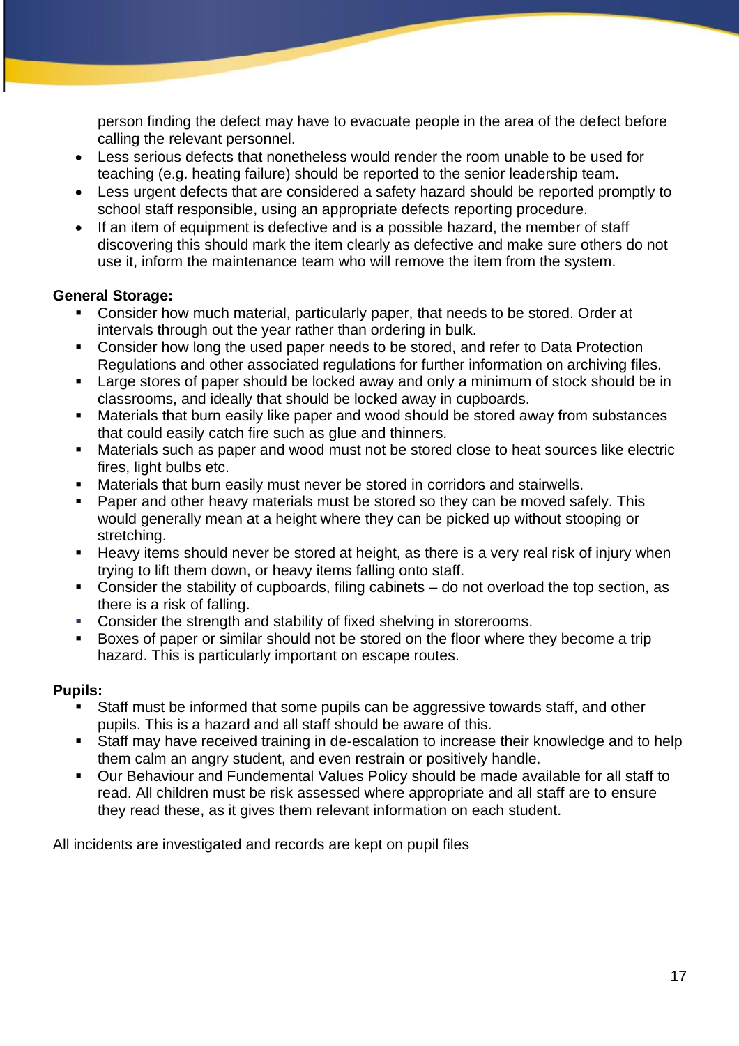person finding the defect may have to evacuate people in the area of the defect before calling the relevant personnel.

- Less serious defects that nonetheless would render the room unable to be used for teaching (e.g. heating failure) should be reported to the senior leadership team.
- Less urgent defects that are considered a safety hazard should be reported promptly to school staff responsible, using an appropriate defects reporting procedure.
- If an item of equipment is defective and is a possible hazard, the member of staff discovering this should mark the item clearly as defective and make sure others do not use it, inform the maintenance team who will remove the item from the system.

**General Storage:**

- Consider how much material, particularly paper, that needs to be stored. Order at intervals through out the year rather than ordering in bulk.
- Consider how long the used paper needs to be stored, and refer to Data Protection Regulations and other associated regulations for further information on archiving files.
- Large stores of paper should be locked away and only a minimum of stock should be in classrooms, and ideally that should be locked away in cupboards.
- Materials that burn easily like paper and wood should be stored away from substances that could easily catch fire such as glue and thinners.
- Materials such as paper and wood must not be stored close to heat sources like electric fires, light bulbs etc.
- Materials that burn easily must never be stored in corridors and stairwells.
- Paper and other heavy materials must be stored so they can be moved safely. This would generally mean at a height where they can be picked up without stooping or stretching.
- Heavy items should never be stored at height, as there is a very real risk of injury when trying to lift them down, or heavy items falling onto staff.
- Consider the stability of cupboards, filing cabinets – do not overload the top section, as there is a risk of falling.
- Consider the strength and stability of fixed shelving in storerooms.
- Boxes of paper or similar should not be stored on the floor where they become a trip hazard. This is particularly important on escape routes.

**Pupils:**

- Staff must be informed that some pupils can be aggressive towards staff, and other pupils. This is a hazard and all staff should be aware of this.
- Staff may have received training in de-escalation to increase their knowledge and to help them calm an angry student, and even restrain or positively handle.
- Our Behaviour and Fundemental Values Policy should be made available for all staff to read. All children must be risk assessed where appropriate and all staff are to ensure they read these, as it gives them relevant information on each student.

All incidents are investigated and records are kept on pupil files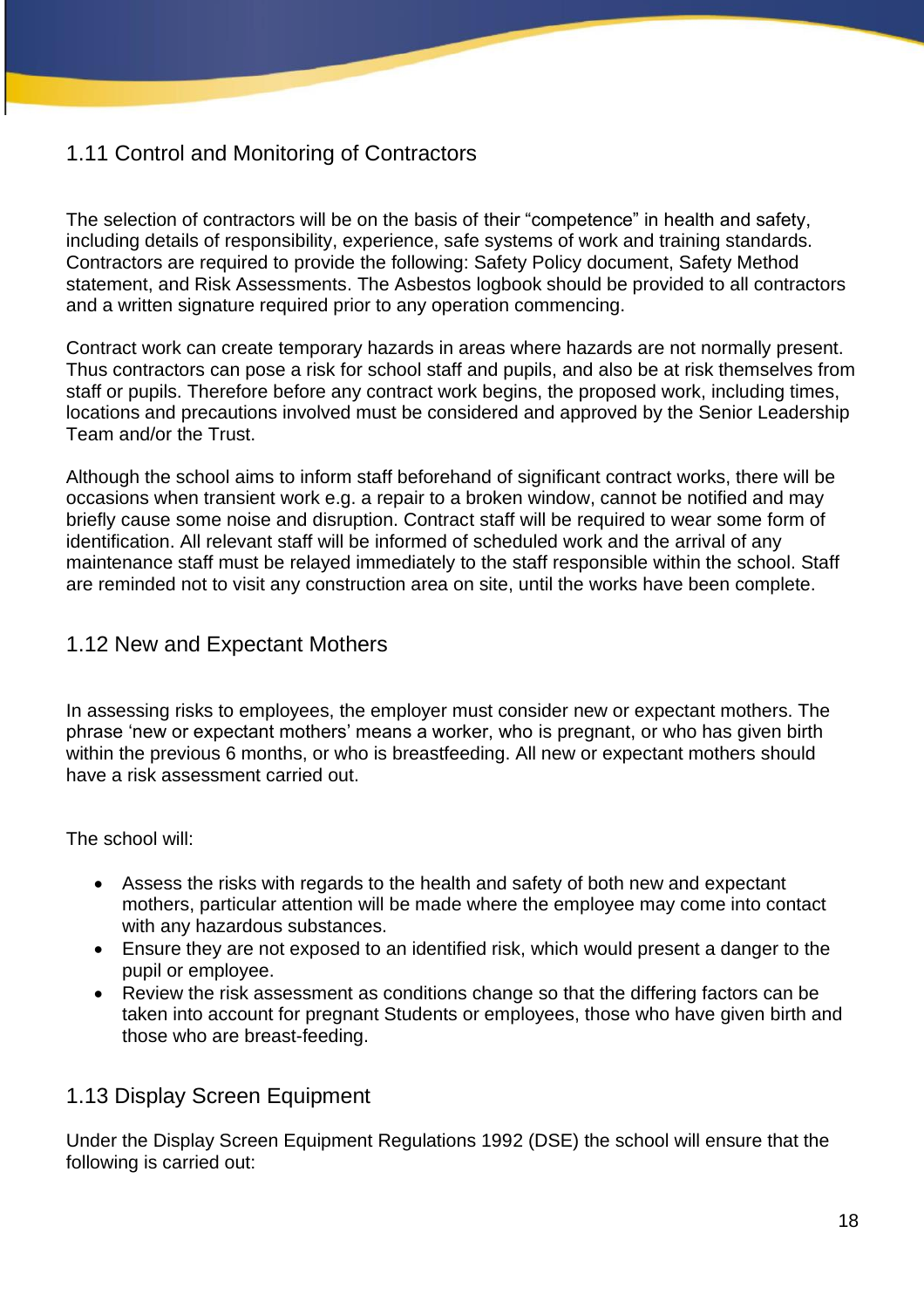## 1.11 Control and Monitoring of Contractors

The selection of contractors will be on the basis of their "competence" in health and safety, including details of responsibility, experience, safe systems of work and training standards. Contractors are required to provide the following: Safety Policy document, Safety Method statement, and Risk Assessments. The Asbestos logbook should be provided to all contractors and a written signature required prior to any operation commencing.

Contract work can create temporary hazards in areas where hazards are not normally present. Thus contractors can pose a risk for school staff and pupils, and also be at risk themselves from staff or pupils. Therefore before any contract work begins, the proposed work, including times, locations and precautions involved must be considered and approved by the Senior Leadership Team and/or the Trust.

Although the school aims to inform staff beforehand of significant contract works, there will be occasions when transient work e.g. a repair to a broken window, cannot be notified and may briefly cause some noise and disruption. Contract staff will be required to wear some form of identification. All relevant staff will be informed of scheduled work and the arrival of any maintenance staff must be relayed immediately to the staff responsible within the school. Staff are reminded not to visit any construction area on site, until the works have been complete.

## 1.12 New and Expectant Mothers

In assessing risks to employees, the employer must consider new or expectant mothers. The phrase 'new or expectant mothers' means a worker, who is pregnant, or who has given birth within the previous 6 months, or who is breastfeeding. All new or expectant mothers should have a risk assessment carried out.

The school will:

- Assess the risks with regards to the health and safety of both new and expectant mothers, particular attention will be made where the employee may come into contact with any hazardous substances.
- Ensure they are not exposed to an identified risk, which would present a danger to the pupil or employee.
- Review the risk assessment as conditions change so that the differing factors can be taken into account for pregnant Students or employees, those who have given birth and those who are breast-feeding.

## 1.13 Display Screen Equipment

Under the Display Screen Equipment Regulations 1992 (DSE) the school will ensure that the following is carried out: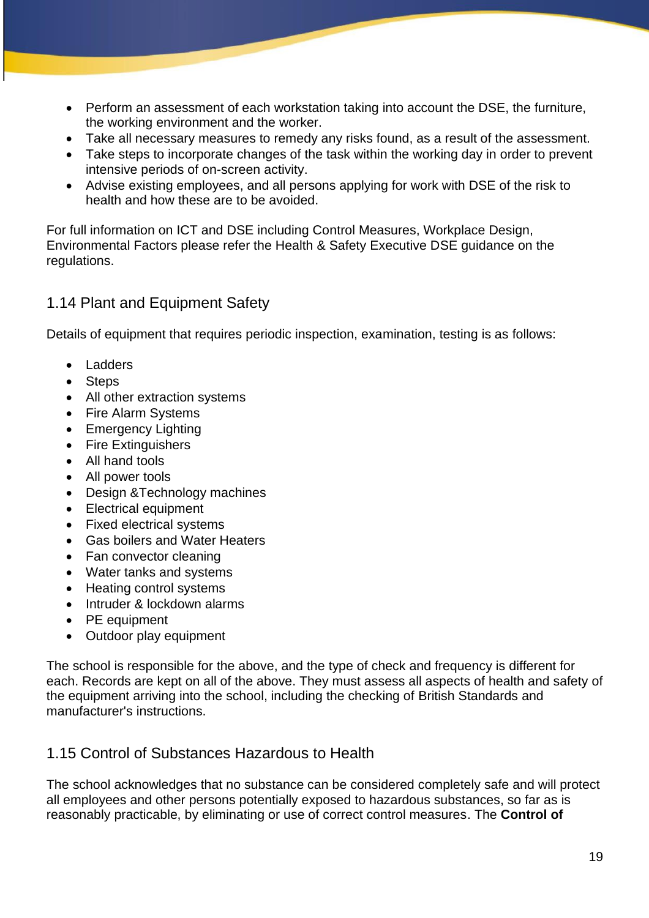- Perform an assessment of each workstation taking into account the DSE, the furniture, the working environment and the worker.
- Take all necessary measures to remedy any risks found, as a result of the assessment.
- Take steps to incorporate changes of the task within the working day in order to prevent intensive periods of on-screen activity.
- Advise existing employees, and all persons applying for work with DSE of the risk to health and how these are to be avoided.

For full information on ICT and DSE including Control Measures, Workplace Design, Environmental Factors please refer the Health & Safety Executive DSE guidance on the regulations.

## 1.14 Plant and Equipment Safety

Details of equipment that requires periodic inspection, examination, testing is as follows:

- Ladders
- Steps
- All other extraction systems
- Fire Alarm Systems
- Emergency Lighting
- Fire Extinguishers
- All hand tools
- All power tools
- Design &Technology machines
- Electrical equipment
- Fixed electrical systems
- Gas boilers and Water Heaters
- Fan convector cleaning
- Water tanks and systems
- Heating control systems
- Intruder & lockdown alarms
- PE equipment
- Outdoor play equipment

The school is responsible for the above, and the type of check and frequency is different for each. Records are kept on all of the above. They must assess all aspects of health and safety of the equipment arriving into the school, including the checking of British Standards and manufacturer's instructions.

## 1.15 Control of Substances Hazardous to Health

The school acknowledges that no substance can be considered completely safe and will protect all employees and other persons potentially exposed to hazardous substances, so far as is reasonably practicable, by eliminating or use of correct control measures. The **Control of**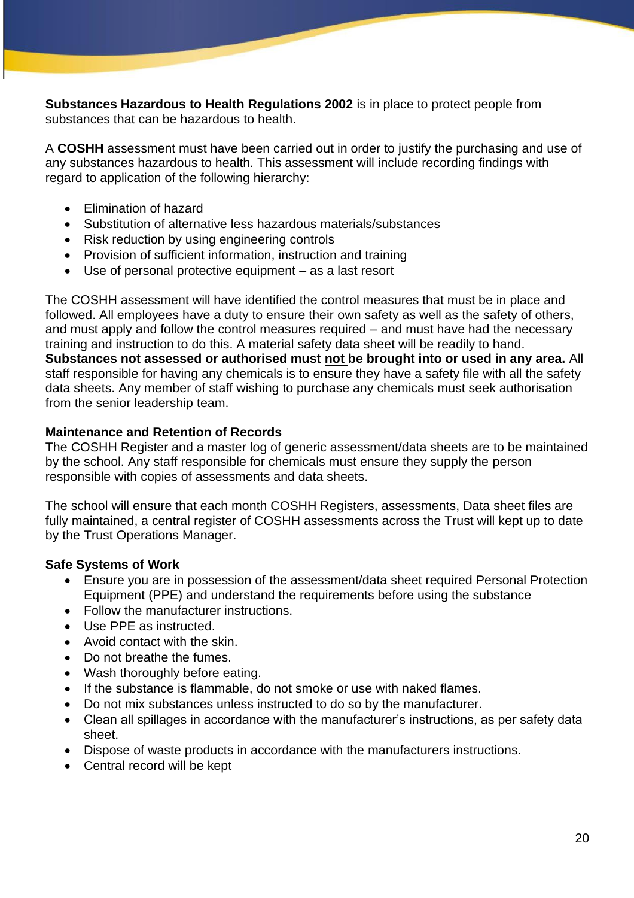**Substances Hazardous to Health Regulations 2002** is in place to protect people from substances that can be hazardous to health.

A **COSHH** assessment must have been carried out in order to justify the purchasing and use of any substances hazardous to health. This assessment will include recording findings with regard to application of the following hierarchy:

- Elimination of hazard
- Substitution of alternative less hazardous materials/substances
- Risk reduction by using engineering controls
- Provision of sufficient information, instruction and training
- Use of personal protective equipment – as a last resort

The COSHH assessment will have identified the control measures that must be in place and followed. All employees have a duty to ensure their own safety as well as the safety of others, and must apply and follow the control measures required – and must have had the necessary training and instruction to do this. A material safety data sheet will be readily to hand. **Substances not assessed or authorised must <u>not</u> be brought into or used in any area.** All staff responsible for having any chemicals is to ensure they have a safety file with all the safety data sheets. Any member of staff wishing to purchase any chemicals must seek authorisation from the senior leadership team.

**Maintenance and Retention of Records**

The COSHH Register and a master log of generic assessment/data sheets are to be maintained by the school. Any staff responsible for chemicals must ensure they supply the person responsible with copies of assessments and data sheets.

The school will ensure that each month COSHH Registers, assessments, Data sheet files are fully maintained, a central register of COSHH assessments across the Trust will kept up to date by the Trust Operations Manager.

**Safe Systems of Work**

- Ensure you are in possession of the assessment/data sheet required Personal Protection Equipment (PPE) and understand the requirements before using the substance
- Follow the manufacturer instructions.
- Use PPE as instructed.
- Avoid contact with the skin.
- Do not breathe the fumes.
- Wash thoroughly before eating.
- If the substance is flammable, do not smoke or use with naked flames.
- Do not mix substances unless instructed to do so by the manufacturer.
- Clean all spillages in accordance with the manufacturer's instructions, as per safety data sheet.
- Dispose of waste products in accordance with the manufacturers instructions.
- Central record will be kept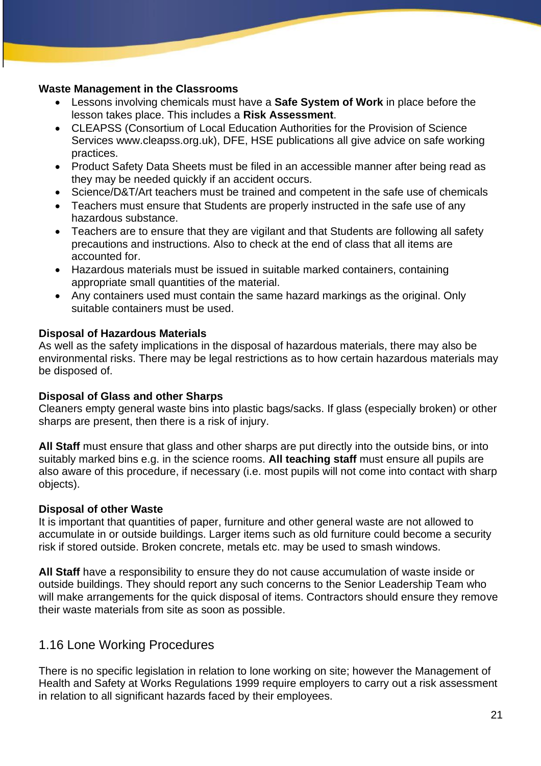**Waste Management in the Classrooms**

- Lessons involving chemicals must have a **Safe System of Work** in place before the lesson takes place. This includes a **Risk Assessment**.
- CLEAPSS (Consortium of Local Education Authorities for the Provision of Science Services www.cleapss.org.uk), DFE, HSE publications all give advice on safe working practices.
- Product Safety Data Sheets must be filed in an accessible manner after being read as they may be needed quickly if an accident occurs.
- Science/D&T/Art teachers must be trained and competent in the safe use of chemicals
- Teachers must ensure that Students are properly instructed in the safe use of any hazardous substance.
- Teachers are to ensure that they are vigilant and that Students are following all safety precautions and instructions. Also to check at the end of class that all items are accounted for.
- Hazardous materials must be issued in suitable marked containers, containing appropriate small quantities of the material.
- Any containers used must contain the same hazard markings as the original. Only suitable containers must be used.

**Disposal of Hazardous Materials**

As well as the safety implications in the disposal of hazardous materials, there may also be environmental risks. There may be legal restrictions as to how certain hazardous materials may be disposed of.

**Disposal of Glass and other Sharps**

Cleaners empty general waste bins into plastic bags/sacks. If glass (especially broken) or other sharps are present, then there is a risk of injury.

**All Staff** must ensure that glass and other sharps are put directly into the outside bins, or into suitably marked bins e.g. in the science rooms. **All teaching staff** must ensure all pupils are also aware of this procedure, if necessary (i.e. most pupils will not come into contact with sharp objects).

**Disposal of other Waste**

It is important that quantities of paper, furniture and other general waste are not allowed to accumulate in or outside buildings. Larger items such as old furniture could become a security risk if stored outside. Broken concrete, metals etc. may be used to smash windows.

**All Staff** have a responsibility to ensure they do not cause accumulation of waste inside or outside buildings. They should report any such concerns to the Senior Leadership Team who will make arrangements for the quick disposal of items. Contractors should ensure they remove their waste materials from site as soon as possible.

## 1.16 Lone Working Procedures

There is no specific legislation in relation to lone working on site; however the Management of Health and Safety at Works Regulations 1999 require employers to carry out a risk assessment in relation to all significant hazards faced by their employees.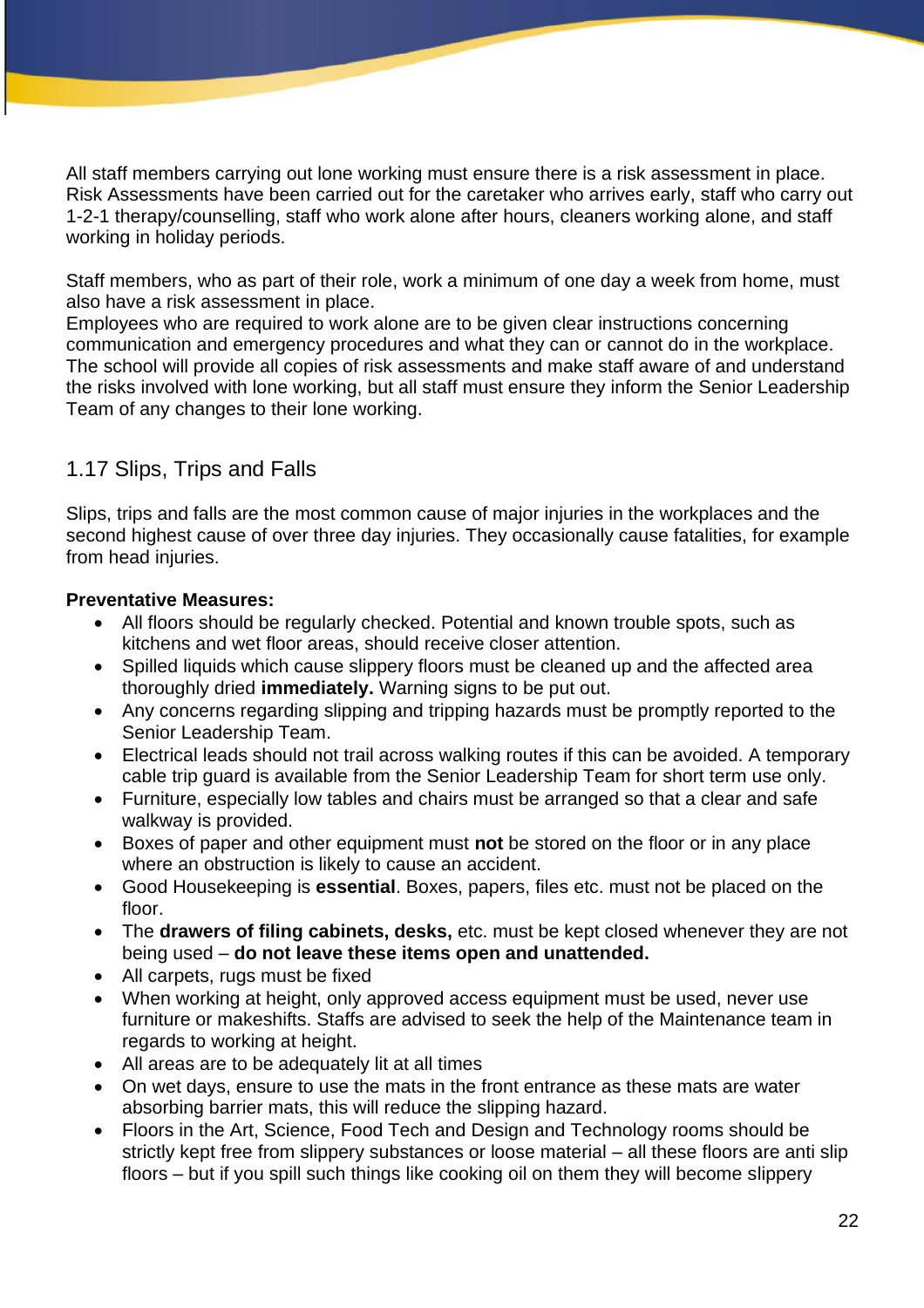All staff members carrying out lone working must ensure there is a risk assessment in place. Risk Assessments have been carried out for the caretaker who arrives early, staff who carry out 1-2-1 therapy/counselling, staff who work alone after hours, cleaners working alone, and staff working in holiday periods.

Staff members, who as part of their role, work a minimum of one day a week from home, must also have a risk assessment in place.
Employees who are required to work alone are to be given clear instructions concerning communication and emergency procedures and what they can or cannot do in the workplace. The school will provide all copies of risk assessments and make staff aware of and understand the risks involved with lone working, but all staff must ensure they inform the Senior Leadership Team of any changes to their lone working.

## 1.17 Slips, Trips and Falls

Slips, trips and falls are the most common cause of major injuries in the workplaces and the second highest cause of over three day injuries. They occasionally cause fatalities, for example from head injuries.

**Preventative Measures:**

- All floors should be regularly checked. Potential and known trouble spots, such as kitchens and wet floor areas, should receive closer attention.
- Spilled liquids which cause slippery floors must be cleaned up and the affected area thoroughly dried **immediately.** Warning signs to be put out.
- Any concerns regarding slipping and tripping hazards must be promptly reported to the Senior Leadership Team.
- Electrical leads should not trail across walking routes if this can be avoided. A temporary cable trip guard is available from the Senior Leadership Team for short term use only.
- Furniture, especially low tables and chairs must be arranged so that a clear and safe walkway is provided.
- Boxes of paper and other equipment must **not** be stored on the floor or in any place where an obstruction is likely to cause an accident.
- Good Housekeeping is **essential**. Boxes, papers, files etc. must not be placed on the floor.
- The **drawers of filing cabinets, desks,** etc. must be kept closed whenever they are not being used – **do not leave these items open and unattended.**
- All carpets, rugs must be fixed
- When working at height, only approved access equipment must be used, never use furniture or makeshifts. Staffs are advised to seek the help of the Maintenance team in regards to working at height.
- All areas are to be adequately lit at all times
- On wet days, ensure to use the mats in the front entrance as these mats are water absorbing barrier mats, this will reduce the slipping hazard.
- Floors in the Art, Science, Food Tech and Design and Technology rooms should be strictly kept free from slippery substances or loose material – all these floors are anti slip floors – but if you spill such things like cooking oil on them they will become slippery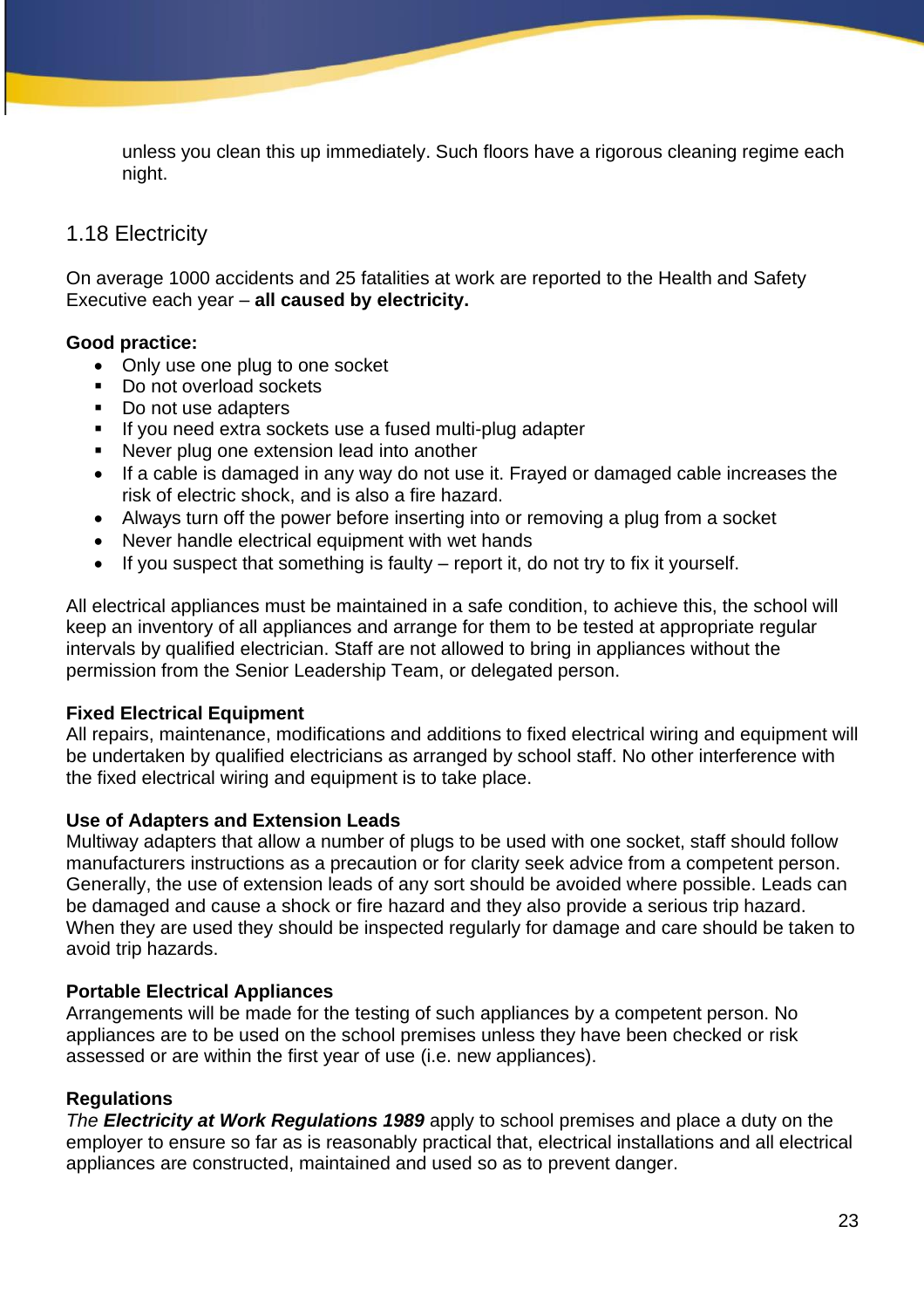unless you clean this up immediately. Such floors have a rigorous cleaning regime each night.

## 1.18 Electricity

On average 1000 accidents and 25 fatalities at work are reported to the Health and Safety Executive each year – **all caused by electricity.**

**Good practice:**

- Only use one plug to one socket
- Do not overload sockets
- Do not use adapters
- If you need extra sockets use a fused multi-plug adapter
- Never plug one extension lead into another
- If a cable is damaged in any way do not use it. Frayed or damaged cable increases the risk of electric shock, and is also a fire hazard.
- Always turn off the power before inserting into or removing a plug from a socket
- Never handle electrical equipment with wet hands
- If you suspect that something is faulty – report it, do not try to fix it yourself.

All electrical appliances must be maintained in a safe condition, to achieve this, the school will keep an inventory of all appliances and arrange for them to be tested at appropriate regular intervals by qualified electrician. Staff are not allowed to bring in appliances without the permission from the Senior Leadership Team, or delegated person.

**Fixed Electrical Equipment**
All repairs, maintenance, modifications and additions to fixed electrical wiring and equipment will be undertaken by qualified electricians as arranged by school staff. No other interference with the fixed electrical wiring and equipment is to take place.

**Use of Adapters and Extension Leads**
Multiway adapters that allow a number of plugs to be used with one socket, staff should follow manufacturers instructions as a precaution or for clarity seek advice from a competent person. Generally, the use of extension leads of any sort should be avoided where possible. Leads can be damaged and cause a shock or fire hazard and they also provide a serious trip hazard. When they are used they should be inspected regularly for damage and care should be taken to avoid trip hazards.

**Portable Electrical Appliances**
Arrangements will be made for the testing of such appliances by a competent person. No appliances are to be used on the school premises unless they have been checked or risk assessed or are within the first year of use (i.e. new appliances).

**Regulations**
*The **Electricity at Work Regulations 1989*** apply to school premises and place a duty on the employer to ensure so far as is reasonably practical that, electrical installations and all electrical appliances are constructed, maintained and used so as to prevent danger.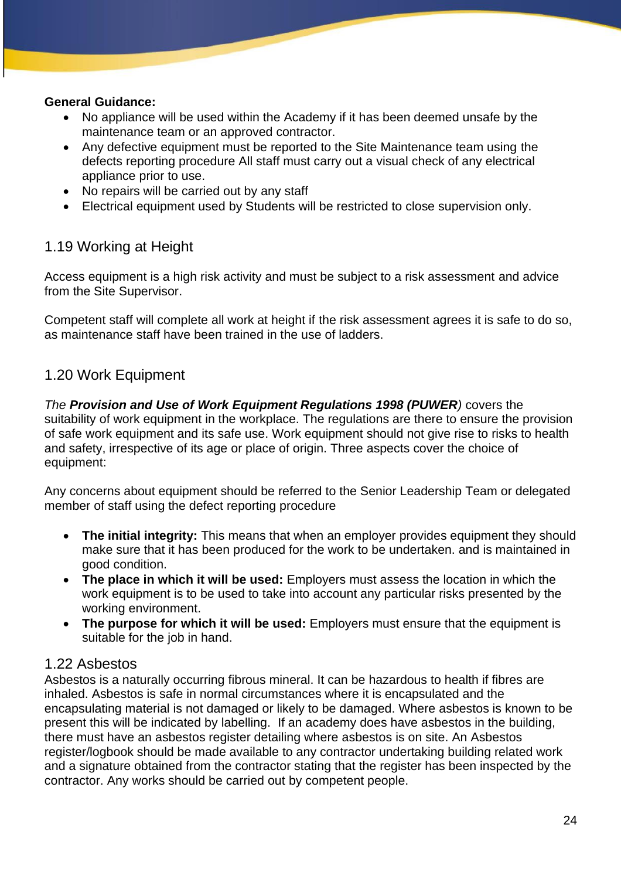**General Guidance:**

- No appliance will be used within the Academy if it has been deemed unsafe by the maintenance team or an approved contractor.
- Any defective equipment must be reported to the Site Maintenance team using the defects reporting procedure All staff must carry out a visual check of any electrical appliance prior to use.
- No repairs will be carried out by any staff
- Electrical equipment used by Students will be restricted to close supervision only.

## 1.19 Working at Height

Access equipment is a high risk activity and must be subject to a risk assessment and advice from the Site Supervisor.

Competent staff will complete all work at height if the risk assessment agrees it is safe to do so, as maintenance staff have been trained in the use of ladders.

## 1.20 Work Equipment

*The* ***Provision and Use of Work Equipment Regulations 1998 (PUWER****)* covers the suitability of work equipment in the workplace. The regulations are there to ensure the provision of safe work equipment and its safe use. Work equipment should not give rise to risks to health and safety, irrespective of its age or place of origin. Three aspects cover the choice of equipment:

Any concerns about equipment should be referred to the Senior Leadership Team or delegated member of staff using the defect reporting procedure

- **The initial integrity:** This means that when an employer provides equipment they should make sure that it has been produced for the work to be undertaken. and is maintained in good condition.
- **The place in which it will be used:** Employers must assess the location in which the work equipment is to be used to take into account any particular risks presented by the working environment.
- **The purpose for which it will be used:** Employers must ensure that the equipment is suitable for the job in hand.

## 1.22 Asbestos

Asbestos is a naturally occurring fibrous mineral. It can be hazardous to health if fibres are inhaled. Asbestos is safe in normal circumstances where it is encapsulated and the encapsulating material is not damaged or likely to be damaged. Where asbestos is known to be present this will be indicated by labelling. If an academy does have asbestos in the building, there must have an asbestos register detailing where asbestos is on site. An Asbestos register/logbook should be made available to any contractor undertaking building related work and a signature obtained from the contractor stating that the register has been inspected by the contractor. Any works should be carried out by competent people.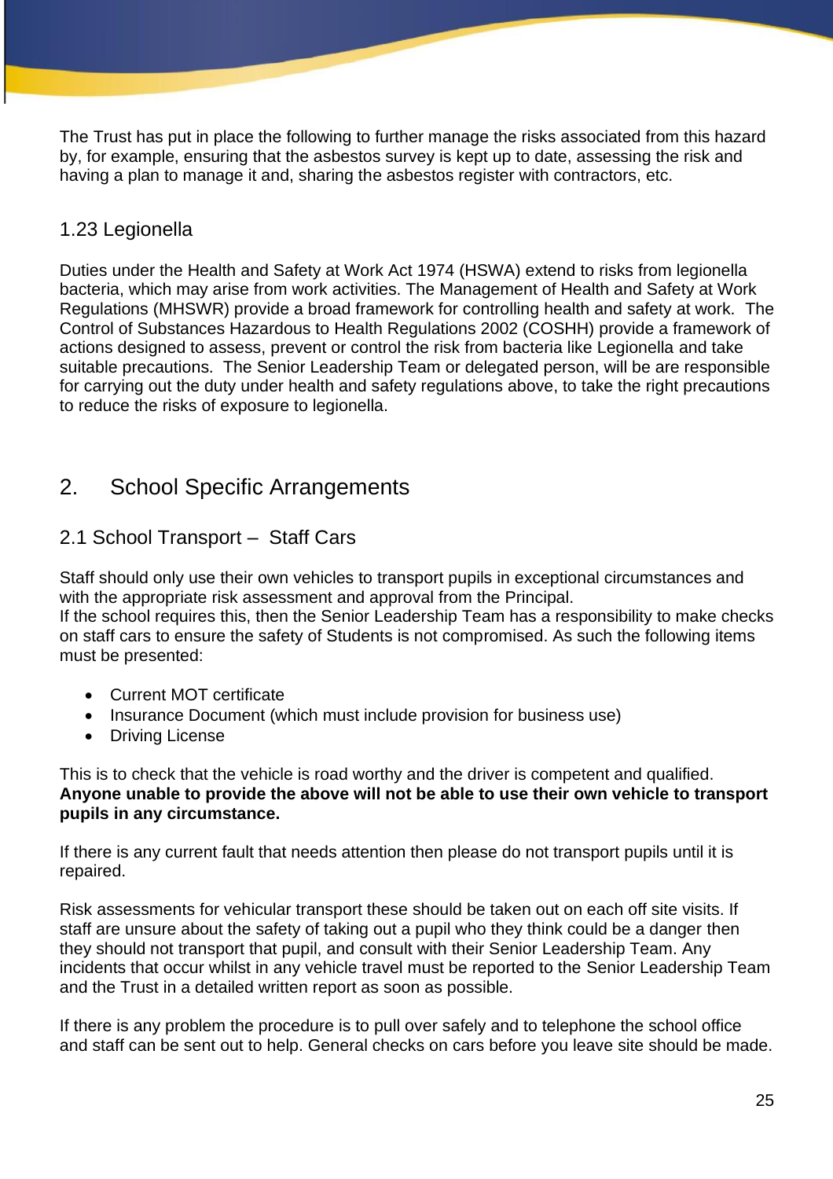The Trust has put in place the following to further manage the risks associated from this hazard by, for example, ensuring that the asbestos survey is kept up to date, assessing the risk and having a plan to manage it and, sharing the asbestos register with contractors, etc.

### 1.23 Legionella

Duties under the Health and Safety at Work Act 1974 (HSWA) extend to risks from legionella bacteria, which may arise from work activities. The Management of Health and Safety at Work Regulations (MHSWR) provide a broad framework for controlling health and safety at work. The Control of Substances Hazardous to Health Regulations 2002 (COSHH) provide a framework of actions designed to assess, prevent or control the risk from bacteria like Legionella and take suitable precautions. The Senior Leadership Team or delegated person, will be are responsible for carrying out the duty under health and safety regulations above, to take the right precautions to reduce the risks of exposure to legionella.

## 2. School Specific Arrangements

### 2.1 School Transport – Staff Cars

Staff should only use their own vehicles to transport pupils in exceptional circumstances and with the appropriate risk assessment and approval from the Principal.
If the school requires this, then the Senior Leadership Team has a responsibility to make checks on staff cars to ensure the safety of Students is not compromised. As such the following items must be presented:

- Current MOT certificate
- Insurance Document (which must include provision for business use)
- Driving License

This is to check that the vehicle is road worthy and the driver is competent and qualified.
**Anyone unable to provide the above will not be able to use their own vehicle to transport pupils in any circumstance.**

If there is any current fault that needs attention then please do not transport pupils until it is repaired.

Risk assessments for vehicular transport these should be taken out on each off site visits. If staff are unsure about the safety of taking out a pupil who they think could be a danger then they should not transport that pupil, and consult with their Senior Leadership Team. Any incidents that occur whilst in any vehicle travel must be reported to the Senior Leadership Team and the Trust in a detailed written report as soon as possible.

If there is any problem the procedure is to pull over safely and to telephone the school office and staff can be sent out to help. General checks on cars before you leave site should be made.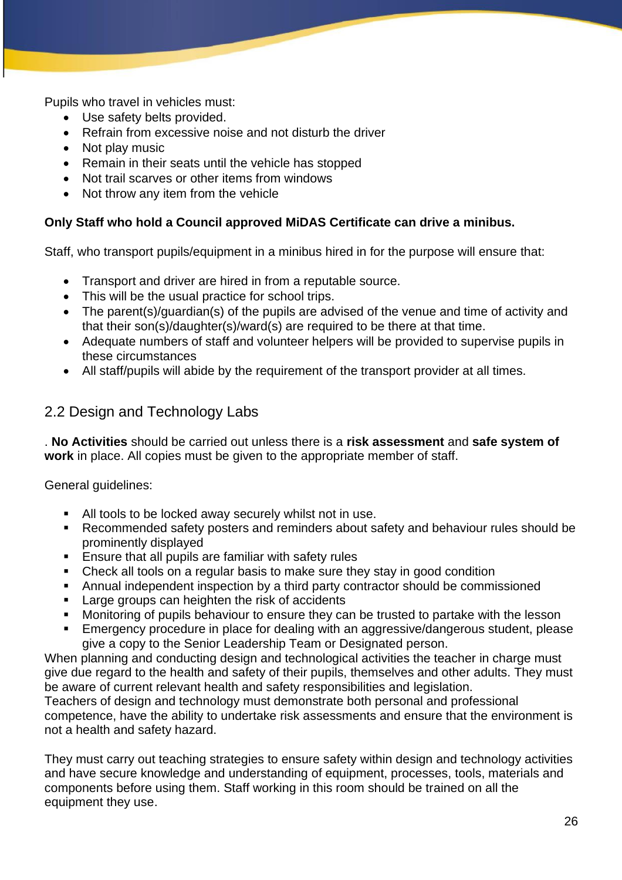Pupils who travel in vehicles must:

- Use safety belts provided.
- Refrain from excessive noise and not disturb the driver
- Not play music
- Remain in their seats until the vehicle has stopped
- Not trail scarves or other items from windows
- Not throw any item from the vehicle

**Only Staff who hold a Council approved MiDAS Certificate can drive a minibus.**

Staff, who transport pupils/equipment in a minibus hired in for the purpose will ensure that:

- Transport and driver are hired in from a reputable source.
- This will be the usual practice for school trips.
- The parent(s)/guardian(s) of the pupils are advised of the venue and time of activity and that their son(s)/daughter(s)/ward(s) are required to be there at that time.
- Adequate numbers of staff and volunteer helpers will be provided to supervise pupils in these circumstances
- All staff/pupils will abide by the requirement of the transport provider at all times.

## 2.2 Design and Technology Labs

. **No Activities** should be carried out unless there is a **risk assessment** and **safe system of work** in place. All copies must be given to the appropriate member of staff.

General guidelines:

- All tools to be locked away securely whilst not in use.
- Recommended safety posters and reminders about safety and behaviour rules should be prominently displayed
- Ensure that all pupils are familiar with safety rules
- Check all tools on a regular basis to make sure they stay in good condition
- Annual independent inspection by a third party contractor should be commissioned
- Large groups can heighten the risk of accidents
- Monitoring of pupils behaviour to ensure they can be trusted to partake with the lesson
- Emergency procedure in place for dealing with an aggressive/dangerous student, please give a copy to the Senior Leadership Team or Designated person.

When planning and conducting design and technological activities the teacher in charge must give due regard to the health and safety of their pupils, themselves and other adults. They must be aware of current relevant health and safety responsibilities and legislation.
Teachers of design and technology must demonstrate both personal and professional competence, have the ability to undertake risk assessments and ensure that the environment is not a health and safety hazard.

They must carry out teaching strategies to ensure safety within design and technology activities and have secure knowledge and understanding of equipment, processes, tools, materials and components before using them. Staff working in this room should be trained on all the equipment they use.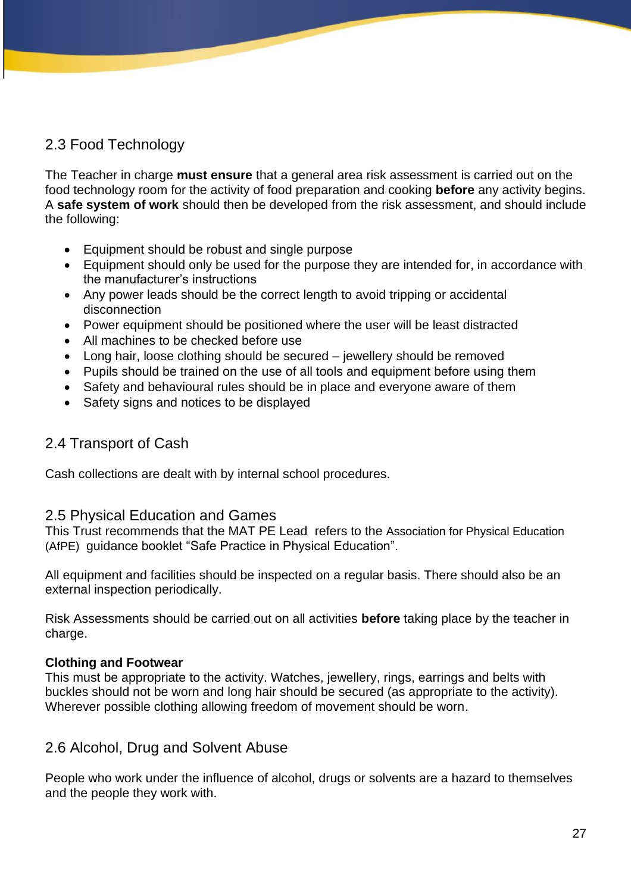## 2.3 Food Technology

The Teacher in charge **must ensure** that a general area risk assessment is carried out on the food technology room for the activity of food preparation and cooking **before** any activity begins. A **safe system of work** should then be developed from the risk assessment, and should include the following:

- Equipment should be robust and single purpose
- Equipment should only be used for the purpose they are intended for, in accordance with the manufacturer's instructions
- Any power leads should be the correct length to avoid tripping or accidental disconnection
- Power equipment should be positioned where the user will be least distracted
- All machines to be checked before use
- Long hair, loose clothing should be secured – jewellery should be removed
- Pupils should be trained on the use of all tools and equipment before using them
- Safety and behavioural rules should be in place and everyone aware of them
- Safety signs and notices to be displayed

## 2.4 Transport of Cash

Cash collections are dealt with by internal school procedures.

## 2.5 Physical Education and Games

This Trust recommends that the MAT PE Lead refers to the Association for Physical Education (AfPE) guidance booklet "Safe Practice in Physical Education".

All equipment and facilities should be inspected on a regular basis. There should also be an external inspection periodically.

Risk Assessments should be carried out on all activities **before** taking place by the teacher in charge.

**Clothing and Footwear**

This must be appropriate to the activity. Watches, jewellery, rings, earrings and belts with buckles should not be worn and long hair should be secured (as appropriate to the activity). Wherever possible clothing allowing freedom of movement should be worn.

## 2.6 Alcohol, Drug and Solvent Abuse

People who work under the influence of alcohol, drugs or solvents are a hazard to themselves and the people they work with.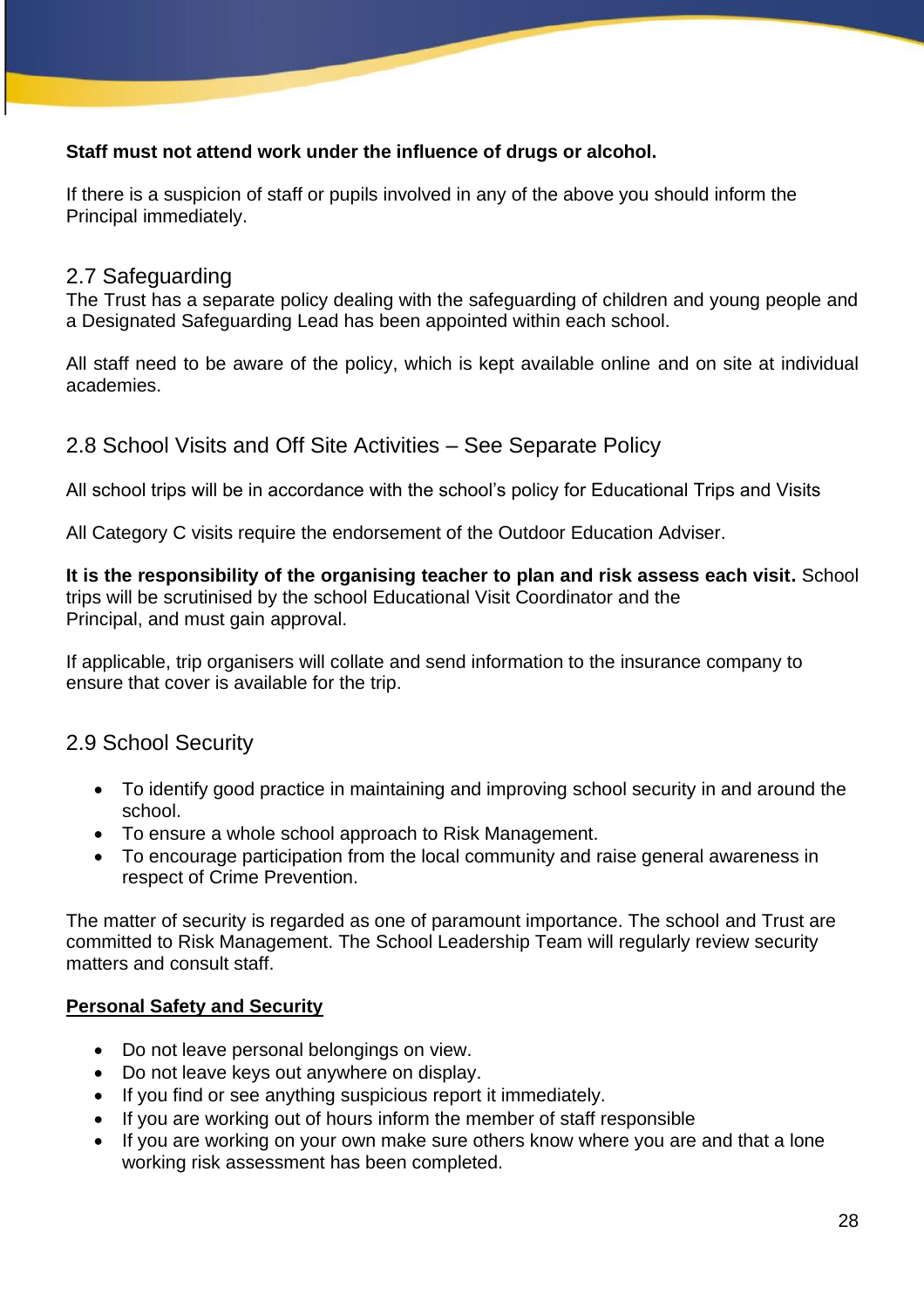**Staff must not attend work under the influence of drugs or alcohol.**

If there is a suspicion of staff or pupils involved in any of the above you should inform the Principal immediately.

## 2.7 Safeguarding

The Trust has a separate policy dealing with the safeguarding of children and young people and a Designated Safeguarding Lead has been appointed within each school.

All staff need to be aware of the policy, which is kept available online and on site at individual academies.

## 2.8 School Visits and Off Site Activities – See Separate Policy

All school trips will be in accordance with the school's policy for Educational Trips and Visits

All Category C visits require the endorsement of the Outdoor Education Adviser.

**It is the responsibility of the organising teacher to plan and risk assess each visit.** School trips will be scrutinised by the school Educational Visit Coordinator and the Principal, and must gain approval.

If applicable, trip organisers will collate and send information to the insurance company to ensure that cover is available for the trip.

## 2.9 School Security

- To identify good practice in maintaining and improving school security in and around the school.
- To ensure a whole school approach to Risk Management.
- To encourage participation from the local community and raise general awareness in respect of Crime Prevention.

The matter of security is regarded as one of paramount importance. The school and Trust are committed to Risk Management. The School Leadership Team will regularly review security matters and consult staff.

**Personal Safety and Security**

- Do not leave personal belongings on view.
- Do not leave keys out anywhere on display.
- If you find or see anything suspicious report it immediately.
- If you are working out of hours inform the member of staff responsible
- If you are working on your own make sure others know where you are and that a lone working risk assessment has been completed.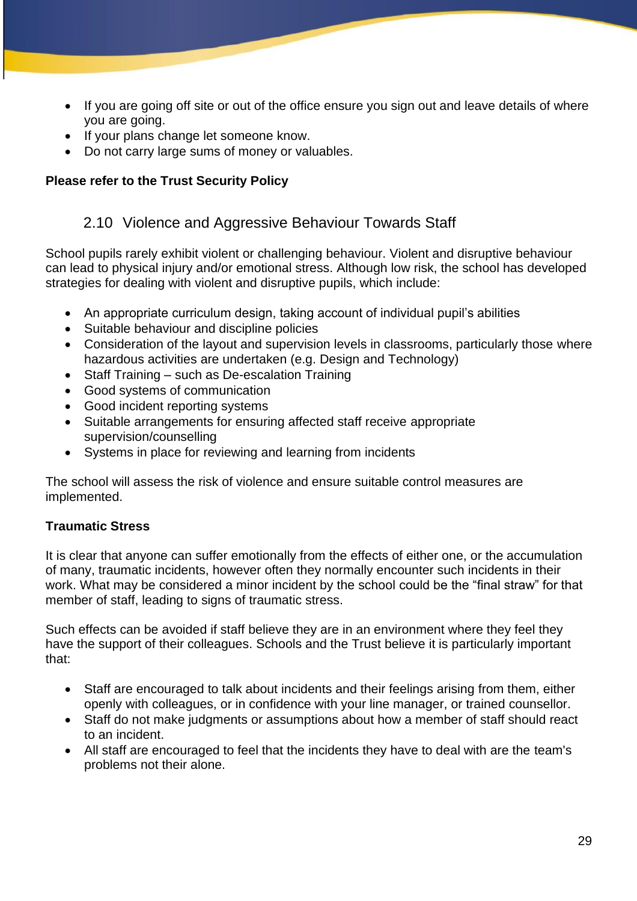- If you are going off site or out of the office ensure you sign out and leave details of where you are going.
- If your plans change let someone know.
- Do not carry large sums of money or valuables.

**Please refer to the Trust Security Policy**

## 2.10 Violence and Aggressive Behaviour Towards Staff

School pupils rarely exhibit violent or challenging behaviour. Violent and disruptive behaviour can lead to physical injury and/or emotional stress. Although low risk, the school has developed strategies for dealing with violent and disruptive pupils, which include:

- An appropriate curriculum design, taking account of individual pupil's abilities
- Suitable behaviour and discipline policies
- Consideration of the layout and supervision levels in classrooms, particularly those where hazardous activities are undertaken (e.g. Design and Technology)
- Staff Training – such as De-escalation Training
- Good systems of communication
- Good incident reporting systems
- Suitable arrangements for ensuring affected staff receive appropriate supervision/counselling
- Systems in place for reviewing and learning from incidents

The school will assess the risk of violence and ensure suitable control measures are implemented.

**Traumatic Stress**

It is clear that anyone can suffer emotionally from the effects of either one, or the accumulation of many, traumatic incidents, however often they normally encounter such incidents in their work. What may be considered a minor incident by the school could be the "final straw" for that member of staff, leading to signs of traumatic stress.

Such effects can be avoided if staff believe they are in an environment where they feel they have the support of their colleagues. Schools and the Trust believe it is particularly important that:

- Staff are encouraged to talk about incidents and their feelings arising from them, either openly with colleagues, or in confidence with your line manager, or trained counsellor.
- Staff do not make judgments or assumptions about how a member of staff should react to an incident.
- All staff are encouraged to feel that the incidents they have to deal with are the team's problems not their alone.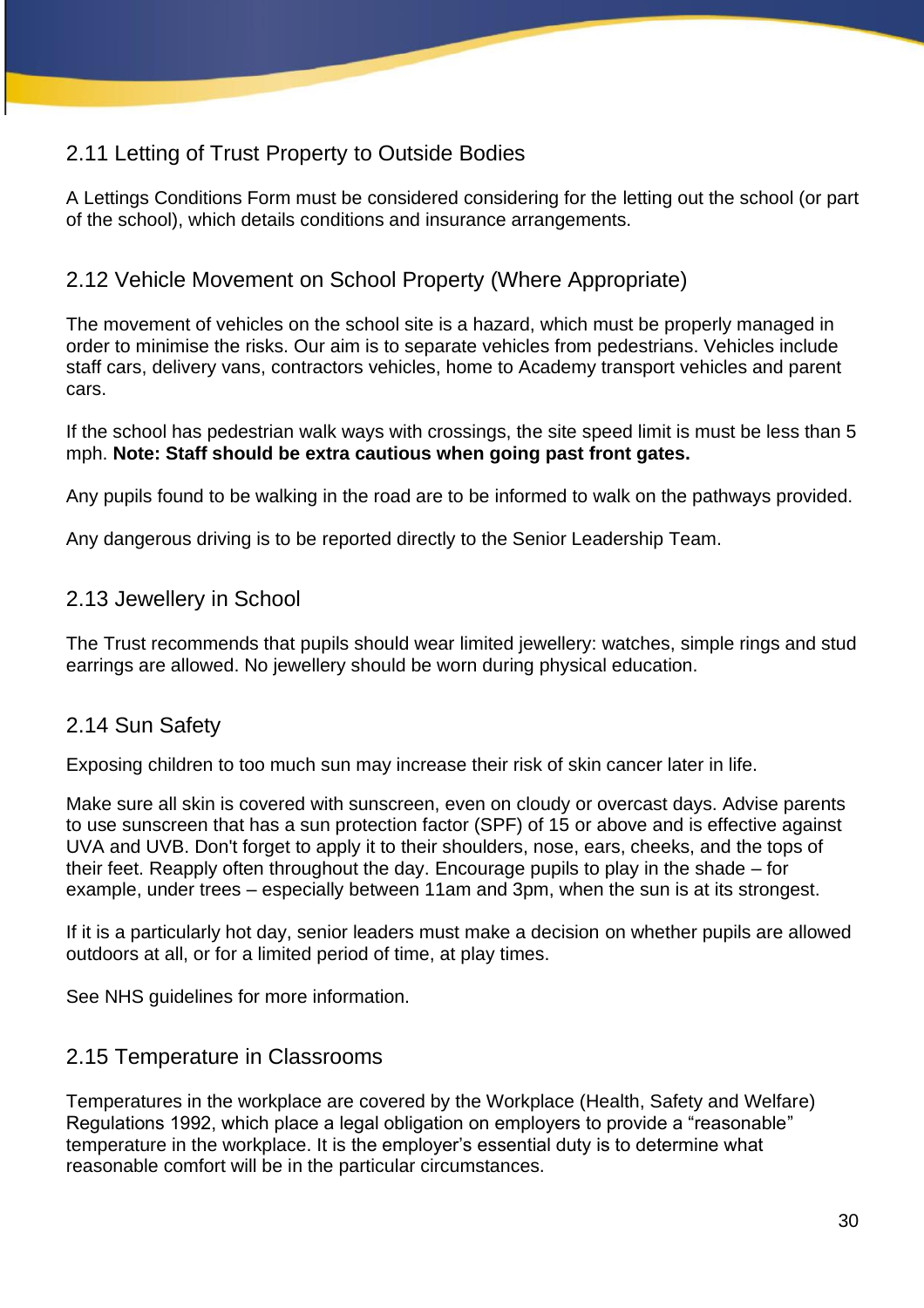## 2.11 Letting of Trust Property to Outside Bodies

A Lettings Conditions Form must be considered considering for the letting out the school (or part of the school), which details conditions and insurance arrangements.

## 2.12 Vehicle Movement on School Property (Where Appropriate)

The movement of vehicles on the school site is a hazard, which must be properly managed in order to minimise the risks. Our aim is to separate vehicles from pedestrians. Vehicles include staff cars, delivery vans, contractors vehicles, home to Academy transport vehicles and parent cars.

If the school has pedestrian walk ways with crossings, the site speed limit is must be less than 5 mph. **Note: Staff should be extra cautious when going past front gates.**

Any pupils found to be walking in the road are to be informed to walk on the pathways provided.

Any dangerous driving is to be reported directly to the Senior Leadership Team.

## 2.13 Jewellery in School

The Trust recommends that pupils should wear limited jewellery: watches, simple rings and stud earrings are allowed. No jewellery should be worn during physical education.

## 2.14 Sun Safety

Exposing children to too much sun may increase their risk of skin cancer later in life.

Make sure all skin is covered with sunscreen, even on cloudy or overcast days. Advise parents to use sunscreen that has a sun protection factor (SPF) of 15 or above and is effective against UVA and UVB. Don't forget to apply it to their shoulders, nose, ears, cheeks, and the tops of their feet. Reapply often throughout the day. Encourage pupils to play in the shade – for example, under trees – especially between 11am and 3pm, when the sun is at its strongest.

If it is a particularly hot day, senior leaders must make a decision on whether pupils are allowed outdoors at all, or for a limited period of time, at play times.

See NHS guidelines for more information.

## 2.15 Temperature in Classrooms

Temperatures in the workplace are covered by the Workplace (Health, Safety and Welfare) Regulations 1992, which place a legal obligation on employers to provide a “reasonable” temperature in the workplace. It is the employer’s essential duty is to determine what reasonable comfort will be in the particular circumstances.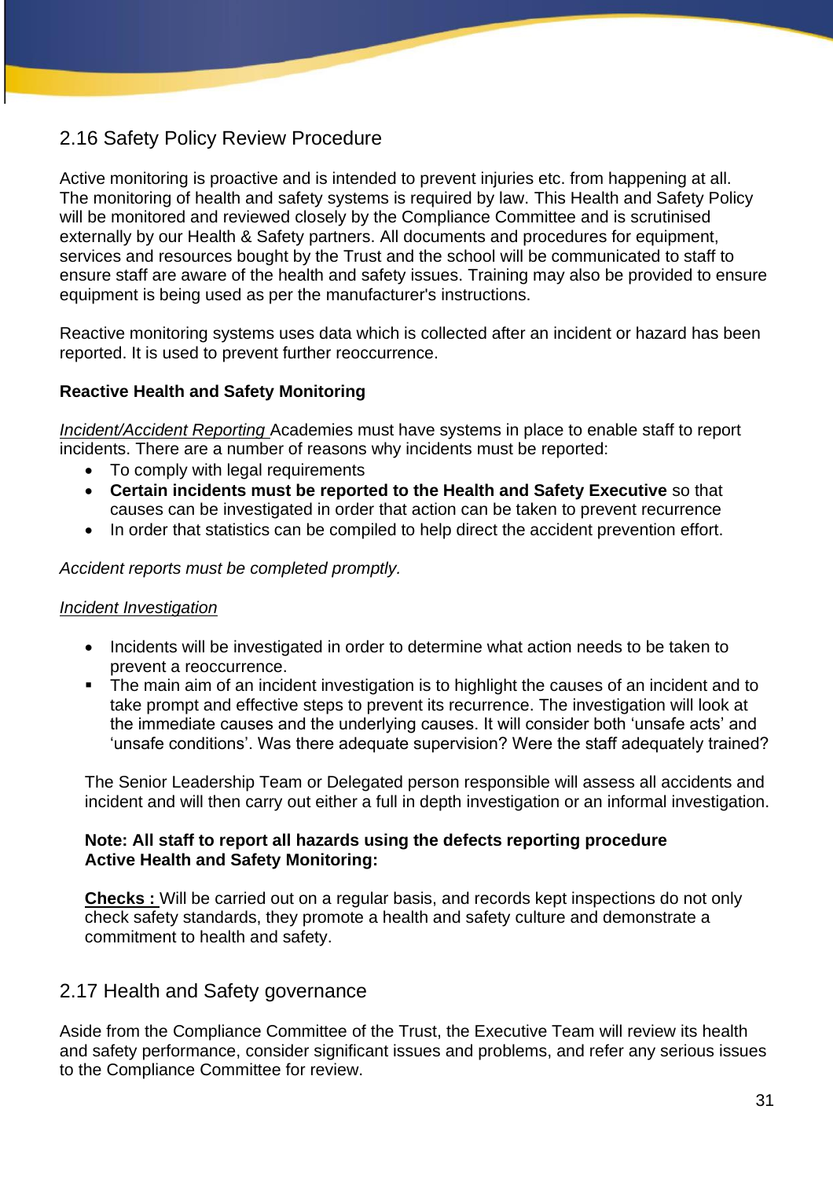## 2.16 Safety Policy Review Procedure

Active monitoring is proactive and is intended to prevent injuries etc. from happening at all. The monitoring of health and safety systems is required by law. This Health and Safety Policy will be monitored and reviewed closely by the Compliance Committee and is scrutinised externally by our Health & Safety partners. All documents and procedures for equipment, services and resources bought by the Trust and the school will be communicated to staff to ensure staff are aware of the health and safety issues. Training may also be provided to ensure equipment is being used as per the manufacturer's instructions.

Reactive monitoring systems uses data which is collected after an incident or hazard has been reported. It is used to prevent further reoccurrence.

**Reactive Health and Safety Monitoring**

*Incident/Accident Reporting* Academies must have systems in place to enable staff to report incidents. There are a number of reasons why incidents must be reported:

- To comply with legal requirements
- **Certain incidents must be reported to the Health and Safety Executive** so that causes can be investigated in order that action can be taken to prevent recurrence
- In order that statistics can be compiled to help direct the accident prevention effort.

*Accident reports must be completed promptly.*

*Incident Investigation*

- Incidents will be investigated in order to determine what action needs to be taken to prevent a reoccurrence.
- The main aim of an incident investigation is to highlight the causes of an incident and to take prompt and effective steps to prevent its recurrence. The investigation will look at the immediate causes and the underlying causes. It will consider both 'unsafe acts' and 'unsafe conditions'. Was there adequate supervision? Were the staff adequately trained?

The Senior Leadership Team or Delegated person responsible will assess all accidents and incident and will then carry out either a full in depth investigation or an informal investigation.

**Note: All staff to report all hazards using the defects reporting procedure**
**Active Health and Safety Monitoring:**

**Checks :** Will be carried out on a regular basis, and records kept inspections do not only check safety standards, they promote a health and safety culture and demonstrate a commitment to health and safety.

## 2.17 Health and Safety governance

Aside from the Compliance Committee of the Trust, the Executive Team will review its health and safety performance, consider significant issues and problems, and refer any serious issues to the Compliance Committee for review.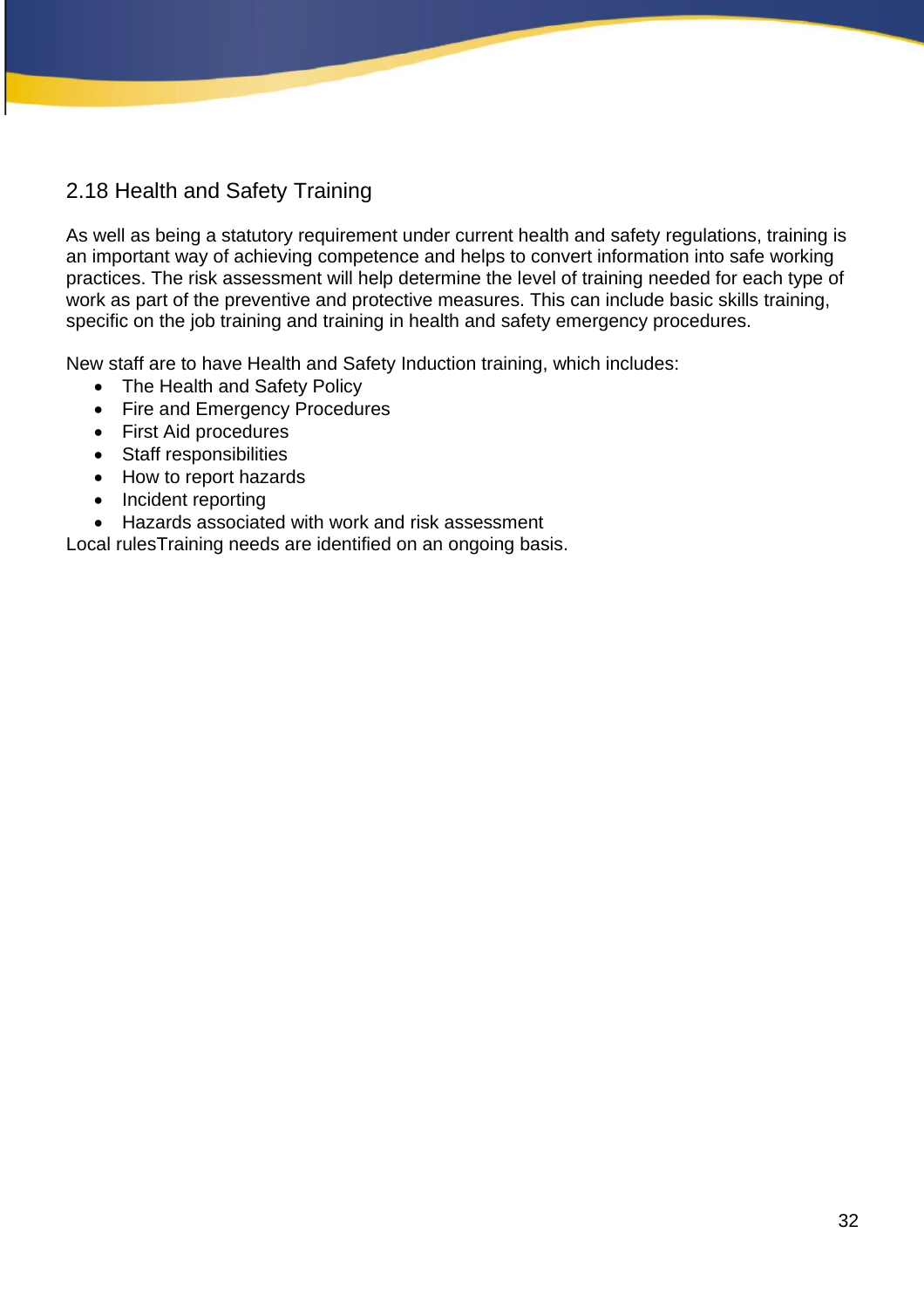## 2.18 Health and Safety Training

As well as being a statutory requirement under current health and safety regulations, training is an important way of achieving competence and helps to convert information into safe working practices. The risk assessment will help determine the level of training needed for each type of work as part of the preventive and protective measures. This can include basic skills training, specific on the job training and training in health and safety emergency procedures.

New staff are to have Health and Safety Induction training, which includes:

- The Health and Safety Policy
- Fire and Emergency Procedures
- First Aid procedures
- Staff responsibilities
- How to report hazards
- Incident reporting
- Hazards associated with work and risk assessment

Local rulesTraining needs are identified on an ongoing basis.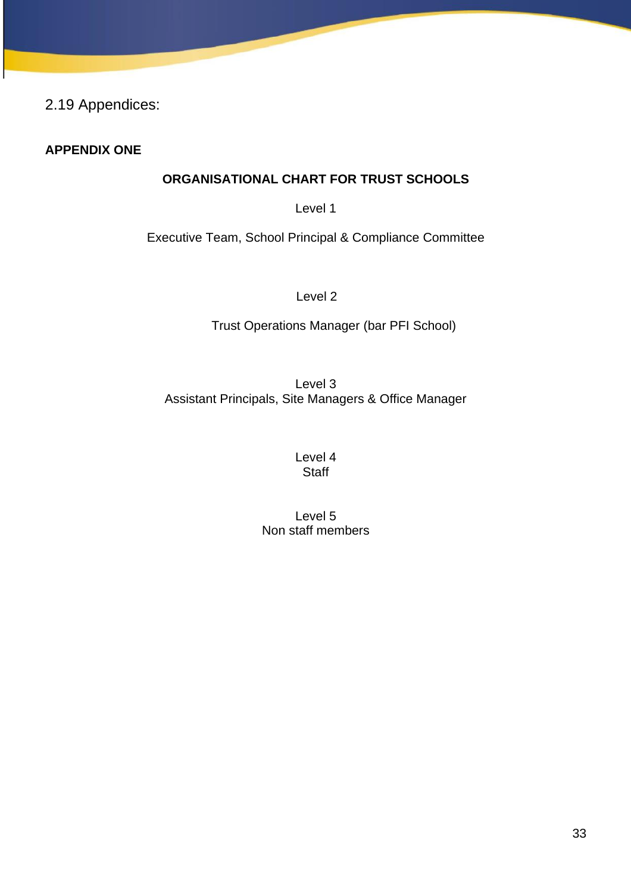## 2.19 Appendices:

**APPENDIX ONE**

**ORGANISATIONAL CHART FOR TRUST SCHOOLS**

Level 1

Executive Team, School Principal & Compliance Committee

Level 2

Trust Operations Manager (bar PFI School)

Level 3
Assistant Principals, Site Managers & Office Manager

Level 4
Staff

Level 5
Non staff members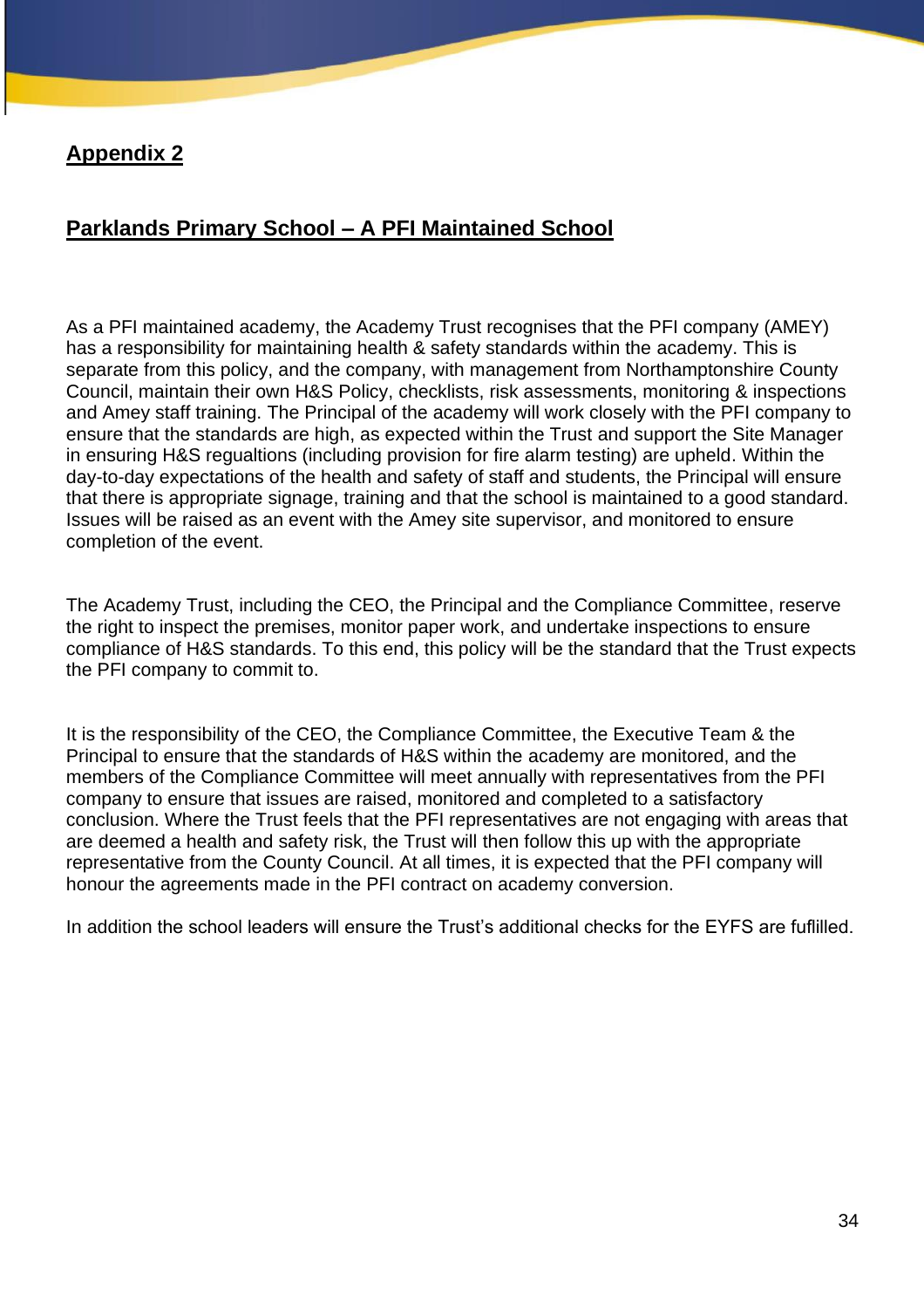## **Appendix 2**

## **Parklands Primary School – A PFI Maintained School**

As a PFI maintained academy, the Academy Trust recognises that the PFI company (AMEY) has a responsibility for maintaining health & safety standards within the academy. This is separate from this policy, and the company, with management from Northamptonshire County Council, maintain their own H&S Policy, checklists, risk assessments, monitoring & inspections and Amey staff training. The Principal of the academy will work closely with the PFI company to ensure that the standards are high, as expected within the Trust and support the Site Manager in ensuring H&S regualtions (including provision for fire alarm testing) are upheld. Within the day-to-day expectations of the health and safety of staff and students, the Principal will ensure that there is appropriate signage, training and that the school is maintained to a good standard. Issues will be raised as an event with the Amey site supervisor, and monitored to ensure completion of the event.

The Academy Trust, including the CEO, the Principal and the Compliance Committee, reserve the right to inspect the premises, monitor paper work, and undertake inspections to ensure compliance of H&S standards. To this end, this policy will be the standard that the Trust expects the PFI company to commit to.

It is the responsibility of the CEO, the Compliance Committee, the Executive Team & the Principal to ensure that the standards of H&S within the academy are monitored, and the members of the Compliance Committee will meet annually with representatives from the PFI company to ensure that issues are raised, monitored and completed to a satisfactory conclusion. Where the Trust feels that the PFI representatives are not engaging with areas that are deemed a health and safety risk, the Trust will then follow this up with the appropriate representative from the County Council. At all times, it is expected that the PFI company will honour the agreements made in the PFI contract on academy conversion.

In addition the school leaders will ensure the Trust's additional checks for the EYFS are fuflilled.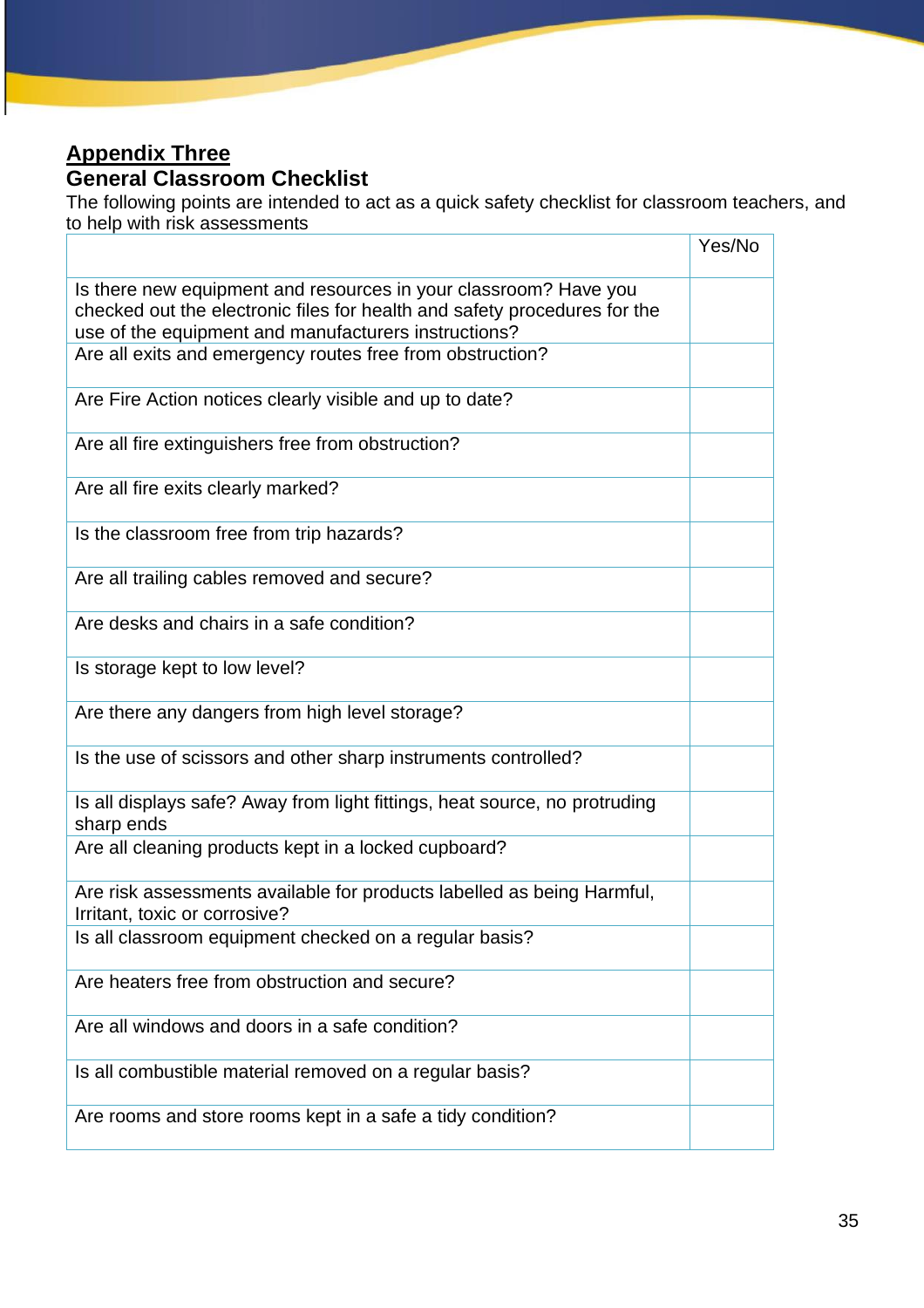## Appendix Three

### General Classroom Checklist

The following points are intended to act as a quick safety checklist for classroom teachers, and to help with risk assessments

| | Yes/No |
|---|---|
| Is there new equipment and resources in your classroom? Have you checked out the electronic files for health and safety procedures for the use of the equipment and manufacturers instructions? | |
| Are all exits and emergency routes free from obstruction? | |
| Are Fire Action notices clearly visible and up to date? | |
| Are all fire extinguishers free from obstruction? | |
| Are all fire exits clearly marked? | |
| Is the classroom free from trip hazards? | |
| Are all trailing cables removed and secure? | |
| Are desks and chairs in a safe condition? | |
| Is storage kept to low level? | |
| Are there any dangers from high level storage? | |
| Is the use of scissors and other sharp instruments controlled? | |
| Is all displays safe? Away from light fittings, heat source, no protruding sharp ends | |
| Are all cleaning products kept in a locked cupboard? | |
| Are risk assessments available for products labelled as being Harmful, Irritant, toxic or corrosive? | |
| Is all classroom equipment checked on a regular basis? | |
| Are heaters free from obstruction and secure? | |
| Are all windows and doors in a safe condition? | |
| Is all combustible material removed on a regular basis? | |
| Are rooms and store rooms kept in a safe a tidy condition? | |